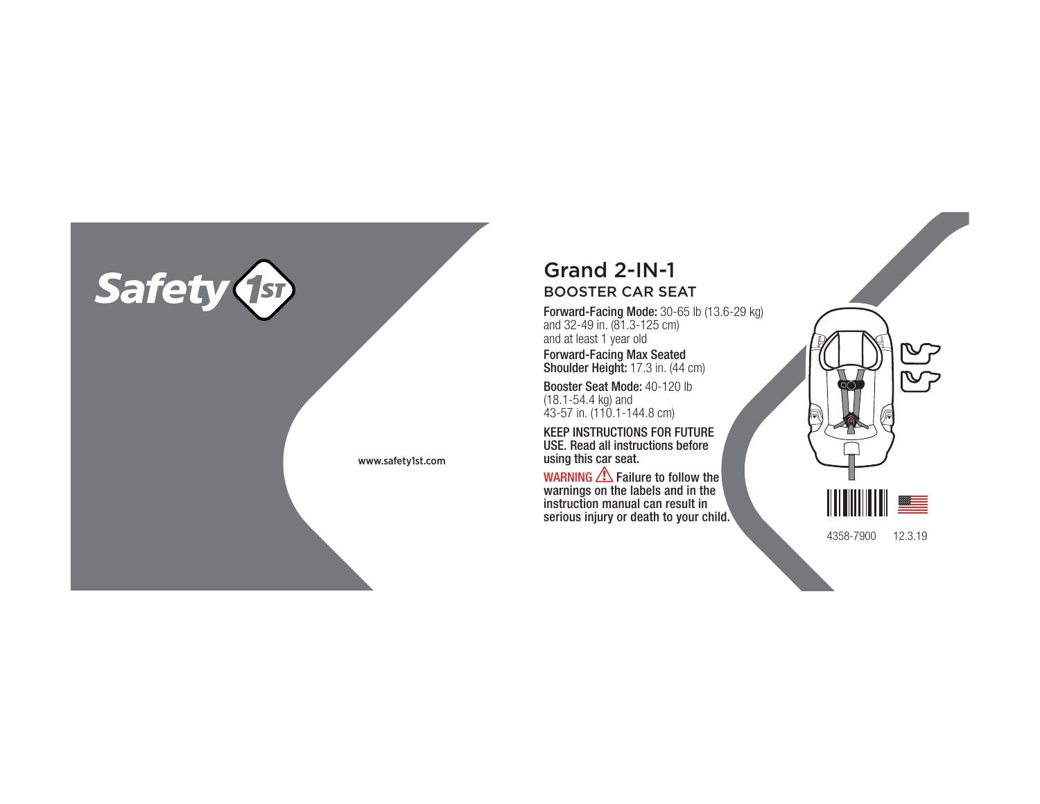Safety 1st

www.safety1st.com

# Grand 2-IN-1

## BOOSTER CAR SEAT

**Forward-Facing Mode:** 30-65 lb (13.6-29 kg) and 32-49 in. (81.3-125 cm) and at least 1 year old

**Forward-Facing Max Seated Shoulder Height:** 17.3 in. (44 cm)

**Booster Seat Mode:** 40-120 lb (18.1-54.4 kg) and 43-57 in. (110.1-144.8 cm)

**KEEP INSTRUCTIONS FOR FUTURE USE. Read all instructions before using this car seat.**

**WARNING ⚠ Failure to follow the warnings on the labels and in the instruction manual can result in serious injury or death to your child.**

4358-7900 12.3.19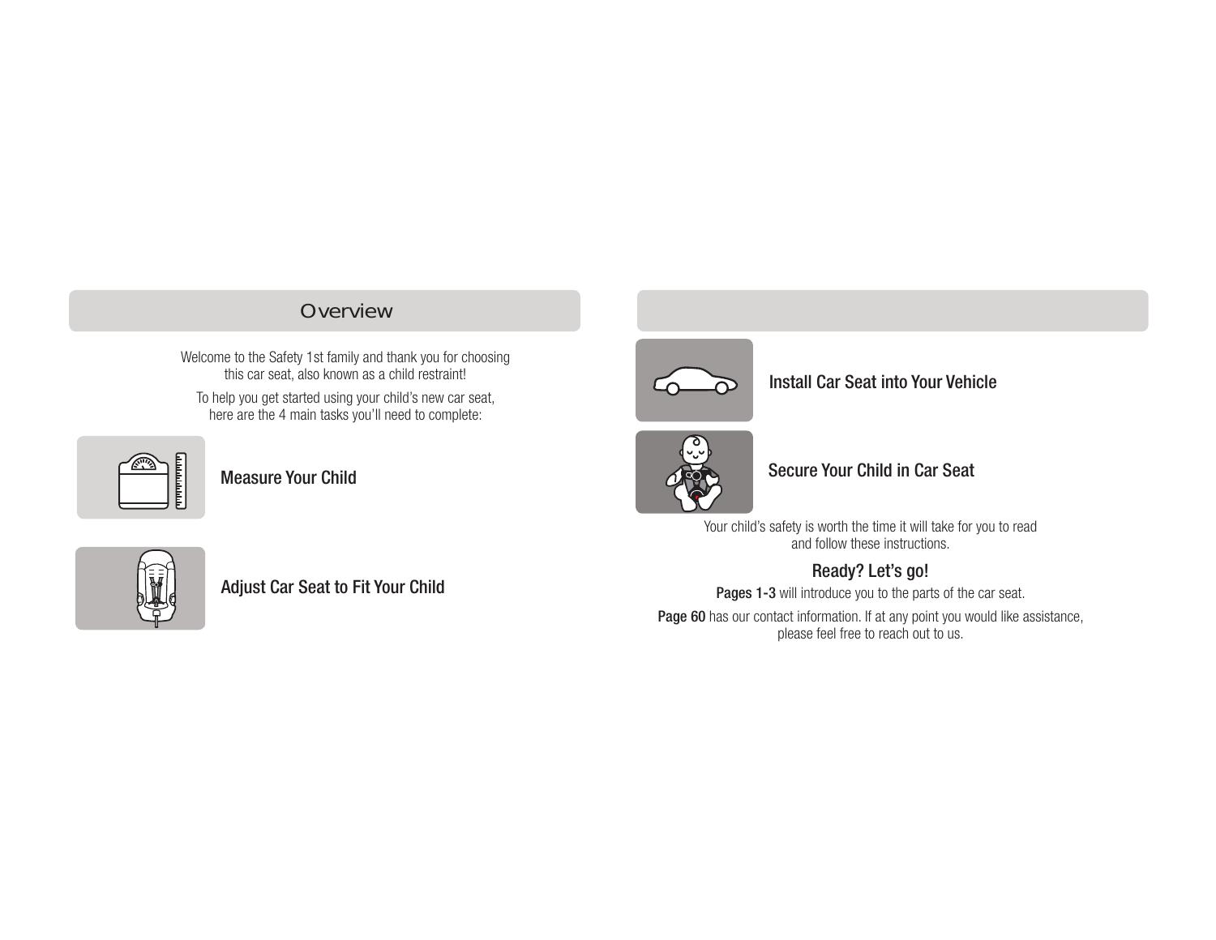## Overview

Welcome to the Safety 1st family and thank you for choosing this car seat, also known as a child restraint!

To help you get started using your child's new car seat, here are the 4 main tasks you'll need to complete:

**Measure Your Child**

**Adjust Car Seat to Fit Your Child**

**Install Car Seat into Your Vehicle**

**Secure Your Child in Car Seat**

Your child's safety is worth the time it will take for you to read and follow these instructions.

### Ready? Let's go!

**Pages 1-3** will introduce you to the parts of the car seat.

**Page 60** has our contact information. If at any point you would like assistance, please feel free to reach out to us.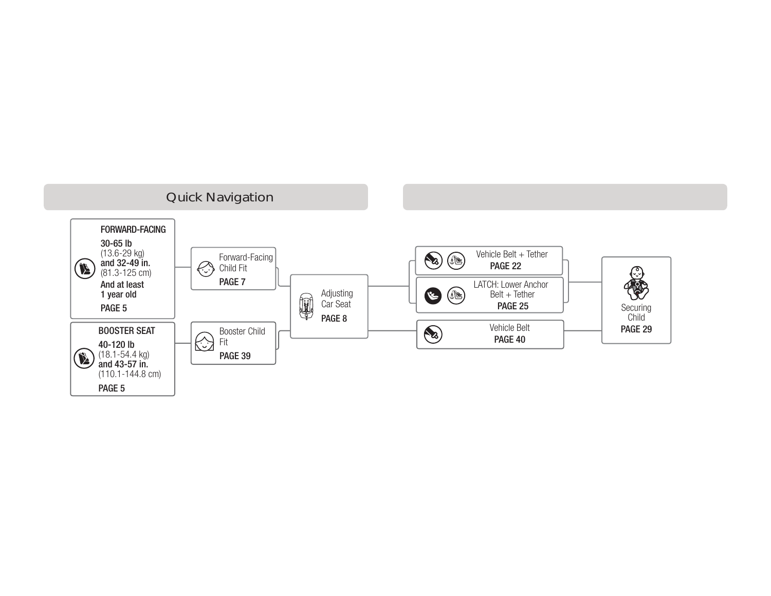## Quick Navigation

**FORWARD-FACING**

**30-65 lb** (13.6-29 kg) **and 32-49 in.** (81.3-125 cm) **And at least 1 year old**

**PAGE 5**

**BOOSTER SEAT**

**40-120 lb** (18.1-54.4 kg) **and 43-57 in.** (110.1-144.8 cm)

**PAGE 5**

Forward-Facing Child Fit
**PAGE 7**

Booster Child Fit
**PAGE 39**

Adjusting Car Seat
**PAGE 8**

Vehicle Belt + Tether
**PAGE 22**

LATCH: Lower Anchor Belt + Tether
**PAGE 25**

Vehicle Belt
**PAGE 40**

Securing Child
**PAGE 29**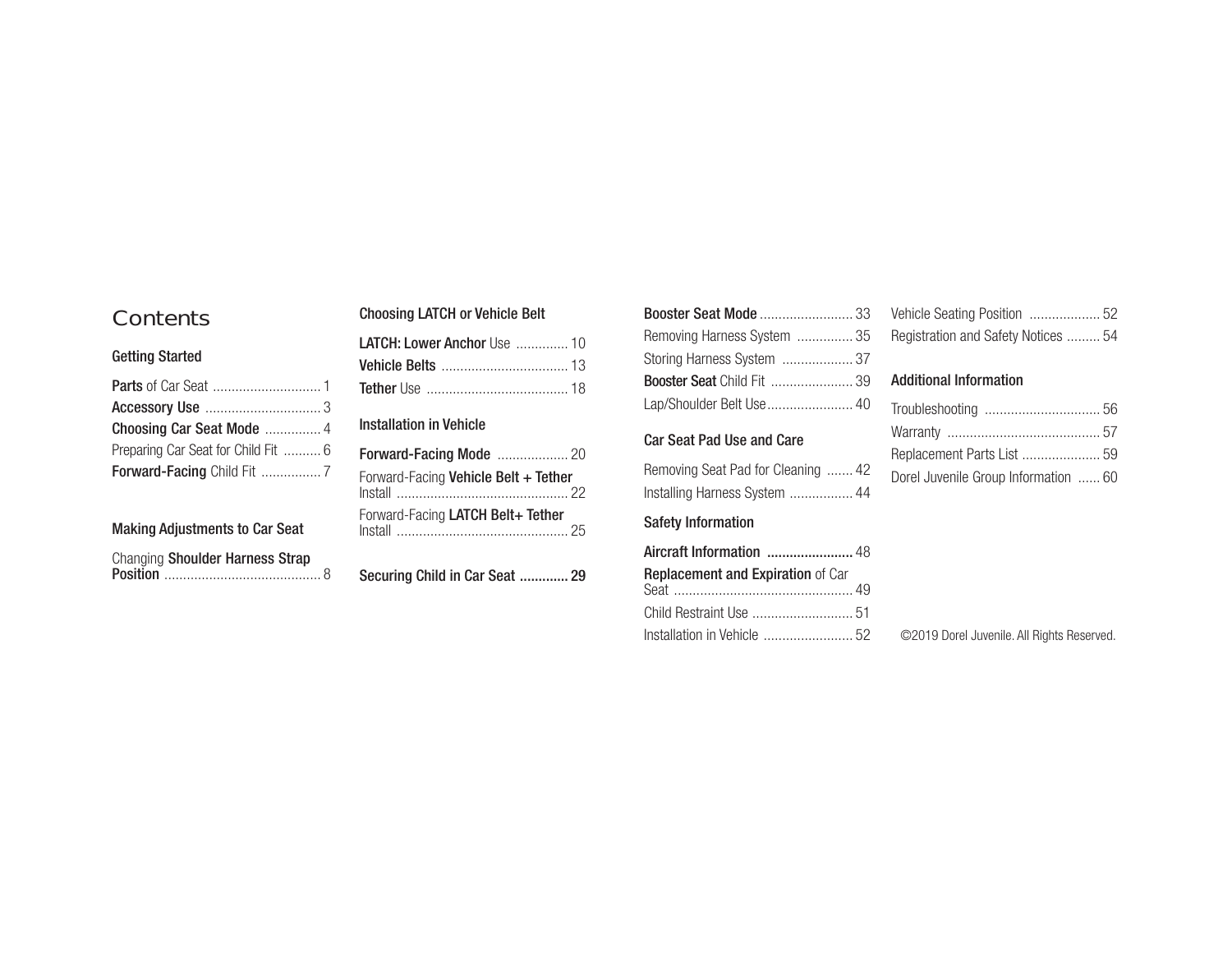# Contents

## Getting Started

**Parts** of Car Seat ............................ 1
**Accessory Use** ............................... 3
**Choosing Car Seat Mode** ............... 4
Preparing Car Seat for Child Fit .......... 6
**Forward-Facing** Child Fit ................ 7

## Making Adjustments to Car Seat

Changing **Shoulder Harness Strap Position** .......................................... 8

## Choosing LATCH or Vehicle Belt

**LATCH: Lower Anchor** Use ............. 10
**Vehicle Belts** .................................. 13
**Tether** Use ...................................... 18

## Installation in Vehicle

**Forward-Facing Mode** ................... 20
Forward-Facing **Vehicle Belt + Tether** Install .............................................. 22
Forward-Facing **LATCH Belt+ Tether** Install .............................................. 25

**Securing Child in Car Seat ............ 29**

**Booster Seat Mode** ......................... 33
Removing Harness System ............... 35
Storing Harness System ................... 37
**Booster Seat** Child Fit ...................... 39
Lap/Shoulder Belt Use....................... 40

## Car Seat Pad Use and Care

Removing Seat Pad for Cleaning ....... 42
Installing Harness System ................. 44

## Safety Information

**Aircraft Information ......................** 48
**Replacement and Expiration** of Car Seat ................................................ 49
Child Restraint Use ........................... 51
Installation in Vehicle ........................ 52
Vehicle Seating Position ................... 52
Registration and Safety Notices ......... 54

## Additional Information

Troubleshooting ............................... 56
Warranty ......................................... 57
Replacement Parts List ..................... 59
Dorel Juvenile Group Information ...... 60

©2019 Dorel Juvenile. All Rights Reserved.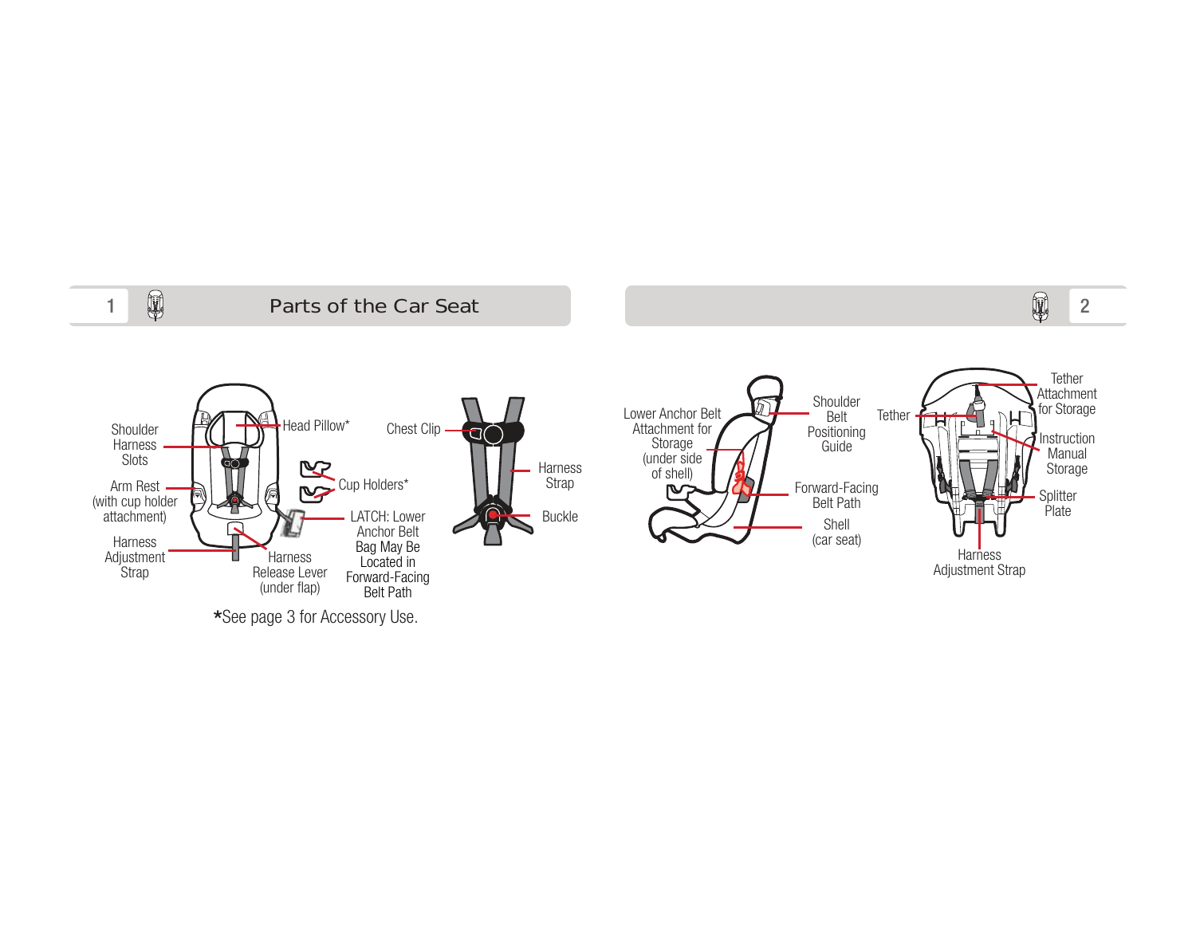## Parts of the Car Seat

Shoulder Harness Slots

Head Pillow*

Chest Clip

Arm Rest (with cup holder attachment)

Cup Holders*

Harness Strap

Harness Adjustment Strap

LATCH: Lower Anchor Belt Bag May Be Located in Forward-Facing Belt Path

Buckle

Harness Release Lever (under flap)

*See page 3 for Accessory Use.

Lower Anchor Belt Attachment for Storage (under side of shell)

Shoulder Belt Positioning Guide

Forward-Facing Belt Path

Shell (car seat)

Tether

Tether Attachment for Storage

Instruction Manual Storage

Splitter Plate

Harness Adjustment Strap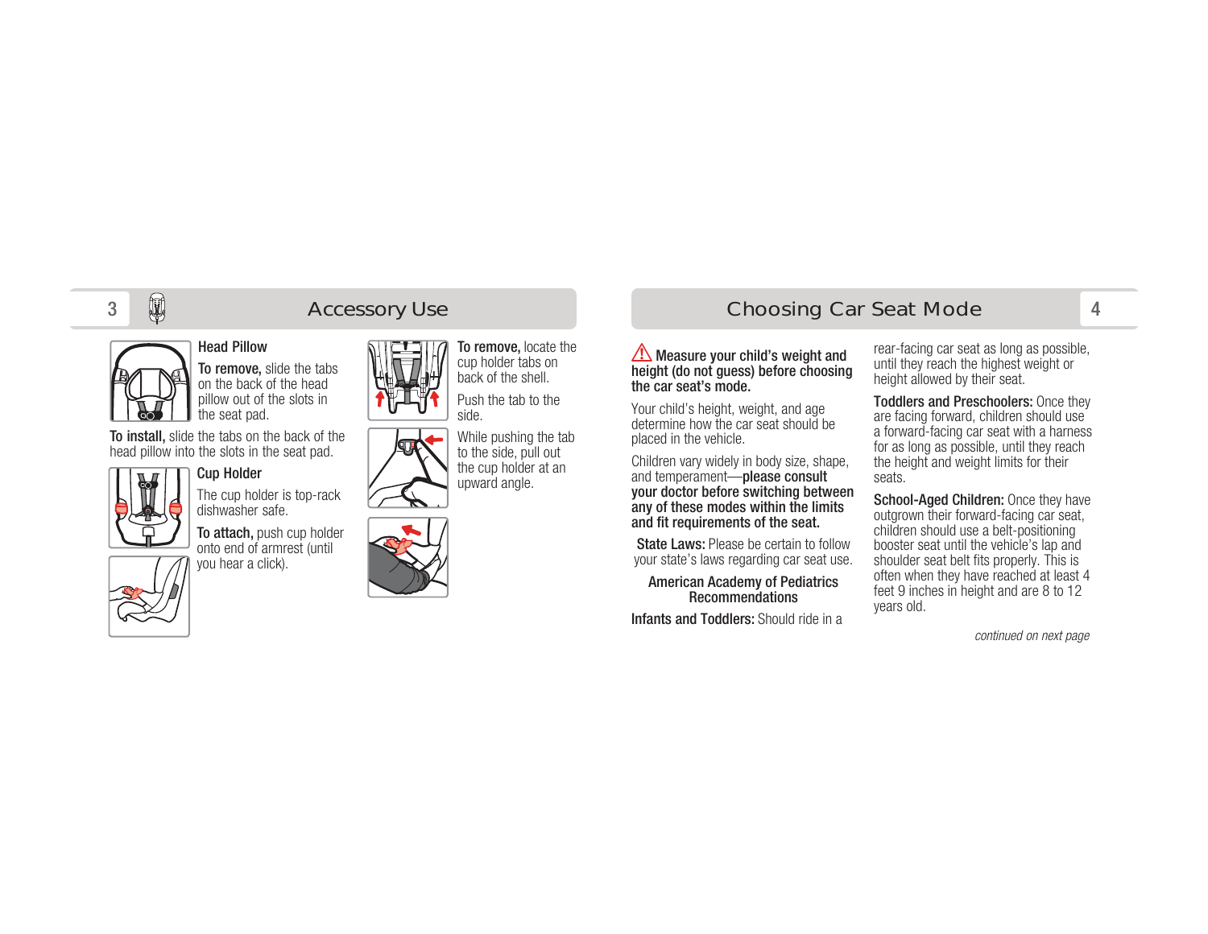## Accessory Use

### Head Pillow

**To remove,** slide the tabs on the back of the head pillow out of the slots in the seat pad.

**To install,** slide the tabs on the back of the head pillow into the slots in the seat pad.

### Cup Holder

The cup holder is top-rack dishwasher safe.

**To attach,** push cup holder onto end of armrest (until you hear a click).

**To remove,** locate the cup holder tabs on back of the shell.

Push the tab to the side.

While pushing the tab to the side, pull out the cup holder at an upward angle.

## Choosing Car Seat Mode

⚠ **Measure your child's weight and height (do not guess) before choosing the car seat's mode.**

Your child's height, weight, and age determine how the car seat should be placed in the vehicle.

Children vary widely in body size, shape, and temperament—**please consult your doctor before switching between any of these modes within the limits and fit requirements of the seat.**

**State Laws:** Please be certain to follow your state's laws regarding car seat use.

**American Academy of Pediatrics Recommendations**

**Infants and Toddlers:** Should ride in a rear-facing car seat as long as possible, until they reach the highest weight or height allowed by their seat.

**Toddlers and Preschoolers:** Once they are facing forward, children should use a forward-facing car seat with a harness for as long as possible, until they reach the height and weight limits for their seats.

**School-Aged Children:** Once they have outgrown their forward-facing car seat, children should use a belt-positioning booster seat until the vehicle's lap and shoulder seat belt fits properly. This is often when they have reached at least 4 feet 9 inches in height and are 8 to 12 years old.

*continued on next page*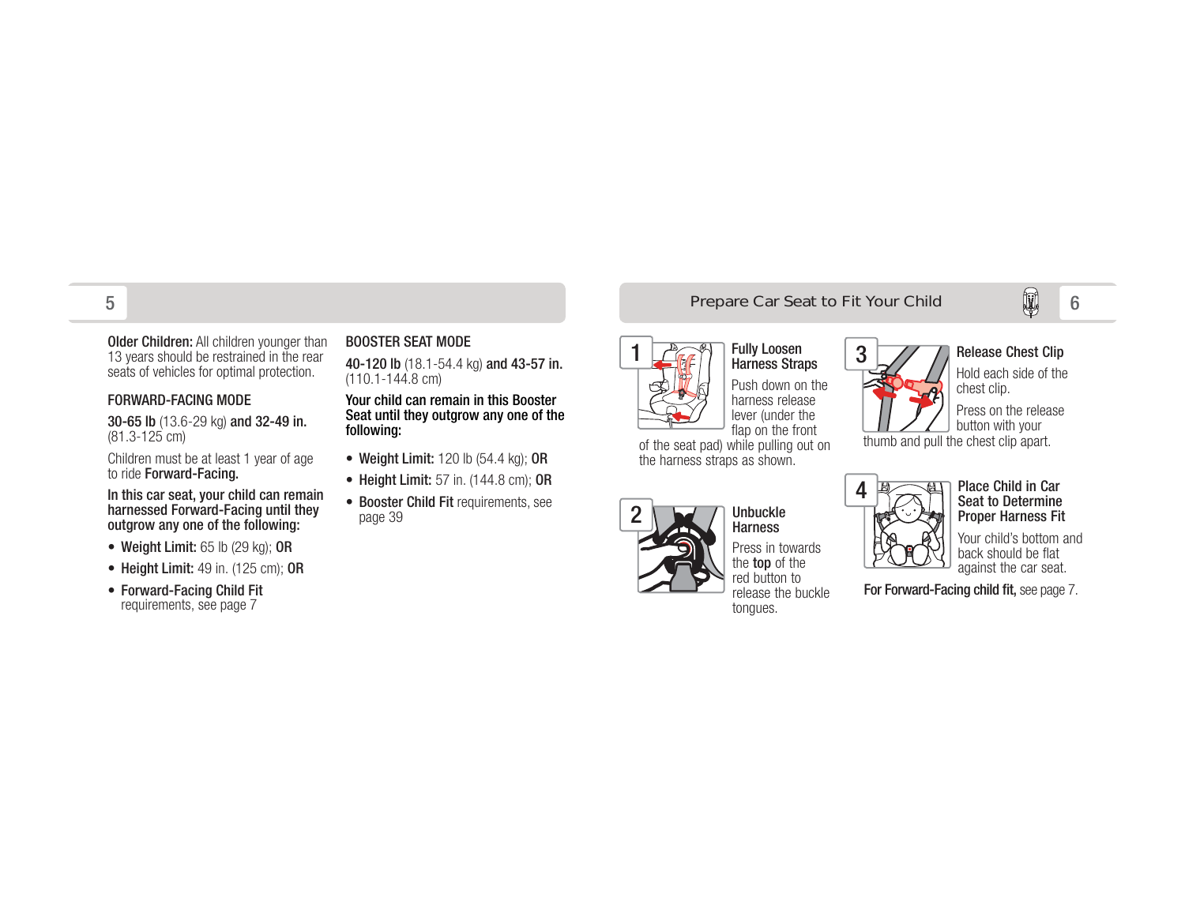**Older Children:** All children younger than 13 years should be restrained in the rear seats of vehicles for optimal protection.

## FORWARD-FACING MODE

**30-65 lb** (13.6-29 kg) **and 32-49 in.** (81.3-125 cm)

Children must be at least 1 year of age to ride **Forward-Facing.**

**In this car seat, your child can remain harnessed Forward-Facing until they outgrow any one of the following:**

- **Weight Limit:** 65 lb (29 kg); **OR**
- **Height Limit:** 49 in. (125 cm); **OR**
- **Forward-Facing Child Fit** requirements, see page 7

## BOOSTER SEAT MODE

**40-120 lb** (18.1-54.4 kg) **and 43-57 in.** (110.1-144.8 cm)

**Your child can remain in this Booster Seat until they outgrow any one of the following:**

- **Weight Limit:** 120 lb (54.4 kg); **OR**
- **Height Limit:** 57 in. (144.8 cm); **OR**
- **Booster Child Fit** requirements, see page 39

# Prepare Car Seat to Fit Your Child

**1 Fully Loosen Harness Straps**

Push down on the harness release lever (under the flap on the front of the seat pad) while pulling out on the harness straps as shown.

**2 Unbuckle Harness**

Press in towards the **top** of the red button to release the buckle tongues.

**3 Release Chest Clip**

Hold each side of the chest clip.

Press on the release button with your thumb and pull the chest clip apart.

**4 Place Child in Car Seat to Determine Proper Harness Fit**

Your child's bottom and back should be flat against the car seat.

**For Forward-Facing child fit,** see page 7.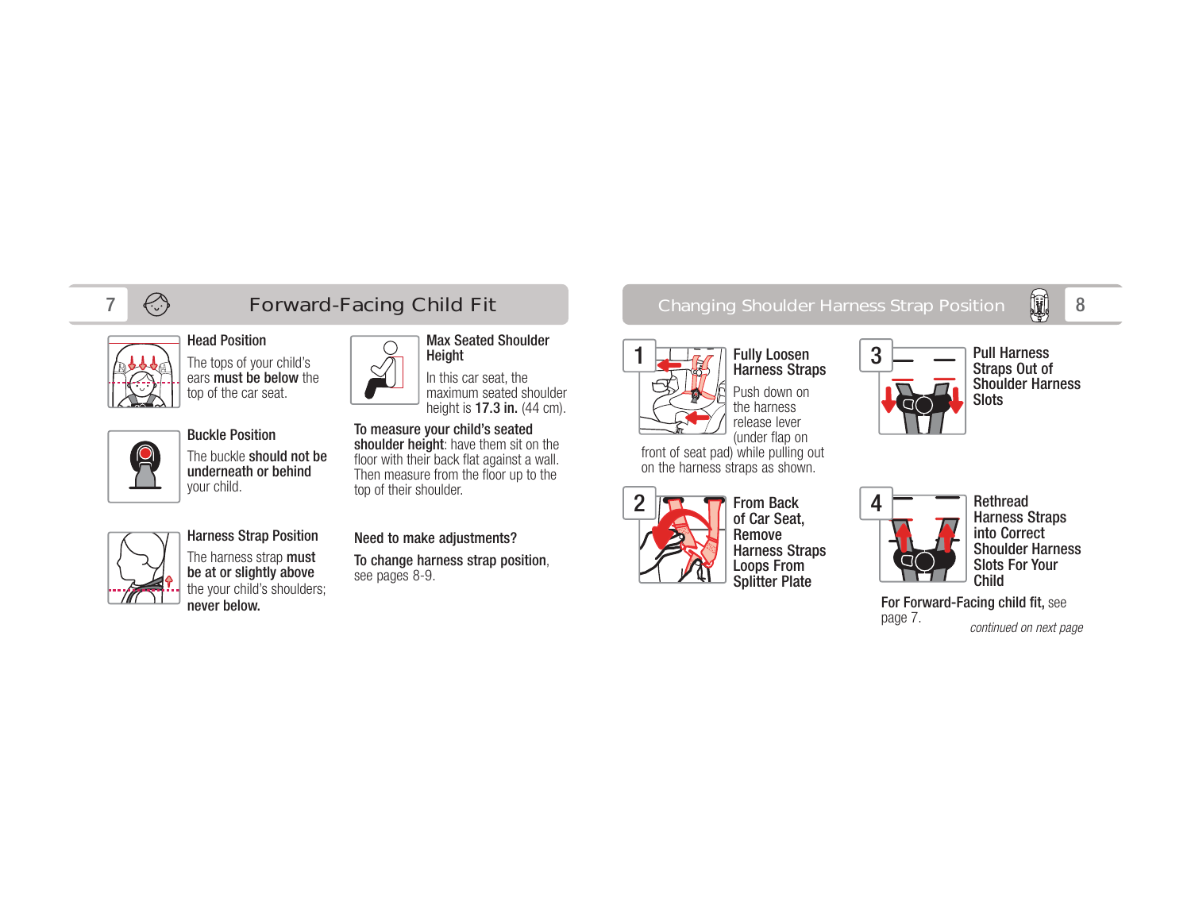## Forward-Facing Child Fit

### Head Position

The tops of your child's ears **must be below** the top of the car seat.

### Buckle Position

The buckle **should not be underneath or behind** your child.

### Harness Strap Position

The harness strap **must be at or slightly above** the your child's shoulders; **never below.**

### Max Seated Shoulder Height

In this car seat, the maximum seated shoulder height is **17.3 in.** (44 cm).

**To measure your child's seated shoulder height**: have them sit on the floor with their back flat against a wall. Then measure from the floor up to the top of their shoulder.

**Need to make adjustments?**

**To change harness strap position**, see pages 8-9.

## Changing Shoulder Harness Strap Position

**1 Fully Loosen Harness Straps**

Push down on the harness release lever (under flap on front of seat pad) while pulling out on the harness straps as shown.

**2 From Back of Car Seat, Remove Harness Straps Loops From Splitter Plate**

**3 Pull Harness Straps Out of Shoulder Harness Slots**

**4 Rethread Harness Straps into Correct Shoulder Harness Slots For Your Child**

**For Forward-Facing child fit,** see page 7.

*continued on next page*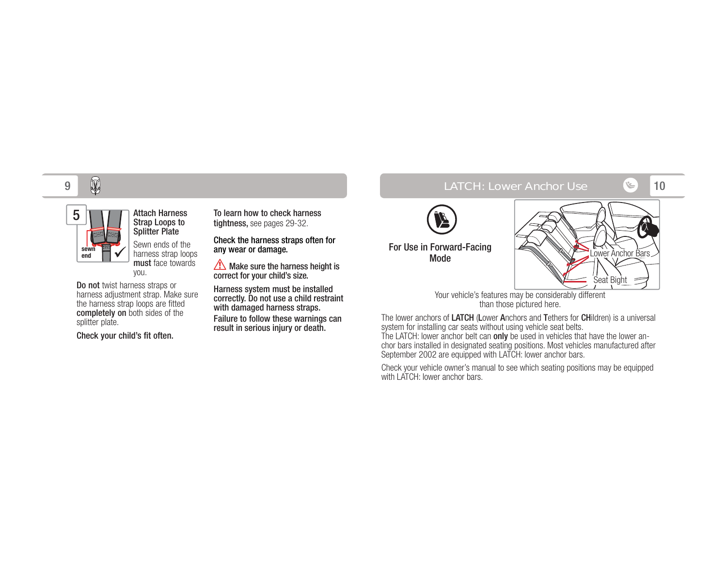**5**

sewn end

**Attach Harness Strap Loops to Splitter Plate**

Sewn ends of the harness strap loops **must** face towards you.

**Do not** twist harness straps or harness adjustment strap. Make sure the harness strap loops are fitted **completely on** both sides of the splitter plate.

**Check your child's fit often.**

**To learn how to check harness tightness,** see pages 29-32.

**Check the harness straps often for any wear or damage.**

⚠ **Make sure the harness height is correct for your child's size.**

**Harness system must be installed correctly. Do not use a child restraint with damaged harness straps.**

**Failure to follow these warnings can result in serious injury or death.**

## LATCH: Lower Anchor Use

**For Use in Forward-Facing Mode**

Lower Anchor Bars

Seat Bight

Your vehicle's features may be considerably different than those pictured here.

The lower anchors of **LATCH** (**L**ower **A**nchors and **T**ethers for **CH**ildren) is a universal system for installing car seats without using vehicle seat belts.

The LATCH: lower anchor belt can **only** be used in vehicles that have the lower anchor bars installed in designated seating positions. Most vehicles manufactured after September 2002 are equipped with LATCH: lower anchor bars.

Check your vehicle owner's manual to see which seating positions may be equipped with LATCH: lower anchor bars.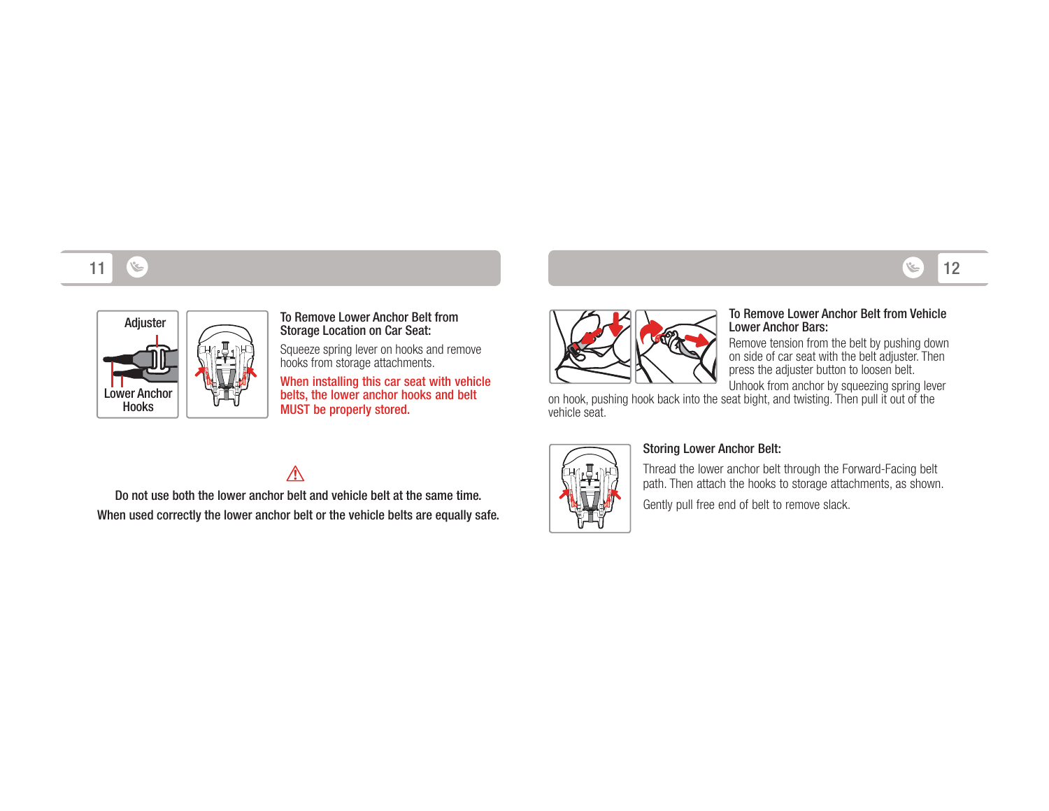Adjuster

Lower Anchor Hooks

### To Remove Lower Anchor Belt from Storage Location on Car Seat:

Squeeze spring lever on hooks and remove hooks from storage attachments.

**When installing this car seat with vehicle belts, the lower anchor hooks and belt MUST be properly stored.**

⚠

**Do not use both the lower anchor belt and vehicle belt at the same time.**

**When used correctly the lower anchor belt or the vehicle belts are equally safe.**

### To Remove Lower Anchor Belt from Vehicle Lower Anchor Bars:

Remove tension from the belt by pushing down on side of car seat with the belt adjuster. Then press the adjuster button to loosen belt.

Unhook from anchor by squeezing spring lever on hook, pushing hook back into the seat bight, and twisting. Then pull it out of the vehicle seat.

### Storing Lower Anchor Belt:

Thread the lower anchor belt through the Forward-Facing belt path. Then attach the hooks to storage attachments, as shown.

Gently pull free end of belt to remove slack.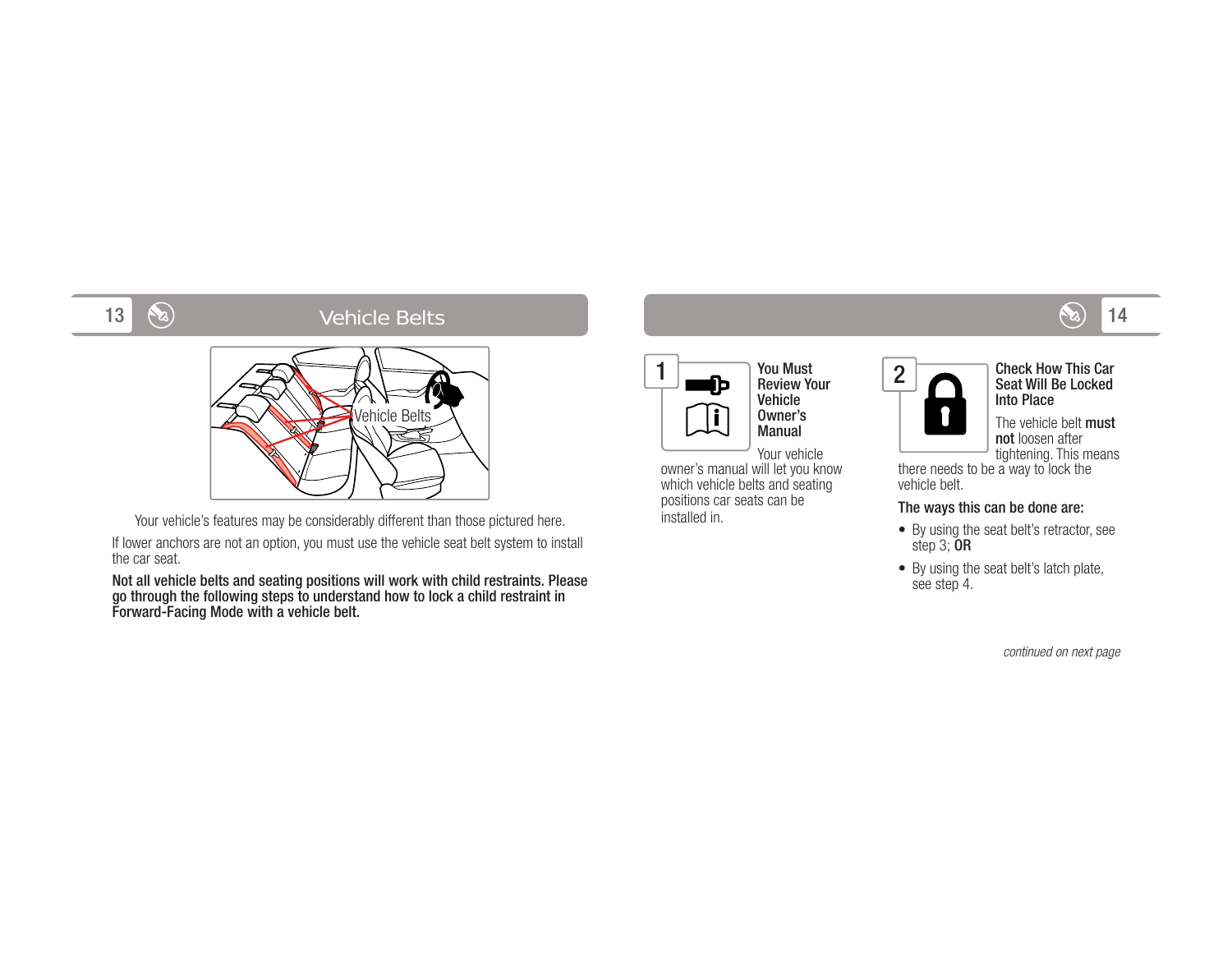## Vehicle Belts

Vehicle Belts

Your vehicle's features may be considerably different than those pictured here.

If lower anchors are not an option, you must use the vehicle seat belt system to install the car seat.

**Not all vehicle belts and seating positions will work with child restraints. Please go through the following steps to understand how to lock a child restraint in Forward-Facing Mode with a vehicle belt.**

### 1 You Must Review Your Vehicle Owner's Manual

Your vehicle owner's manual will let you know which vehicle belts and seating positions car seats can be installed in.

### 2 Check How This Car Seat Will Be Locked Into Place

The vehicle belt **must not** loosen after tightening. This means there needs to be a way to lock the vehicle belt.

**The ways this can be done are:**

- By using the seat belt's retractor, see step 3; **OR**
- By using the seat belt's latch plate, see step 4.

*continued on next page*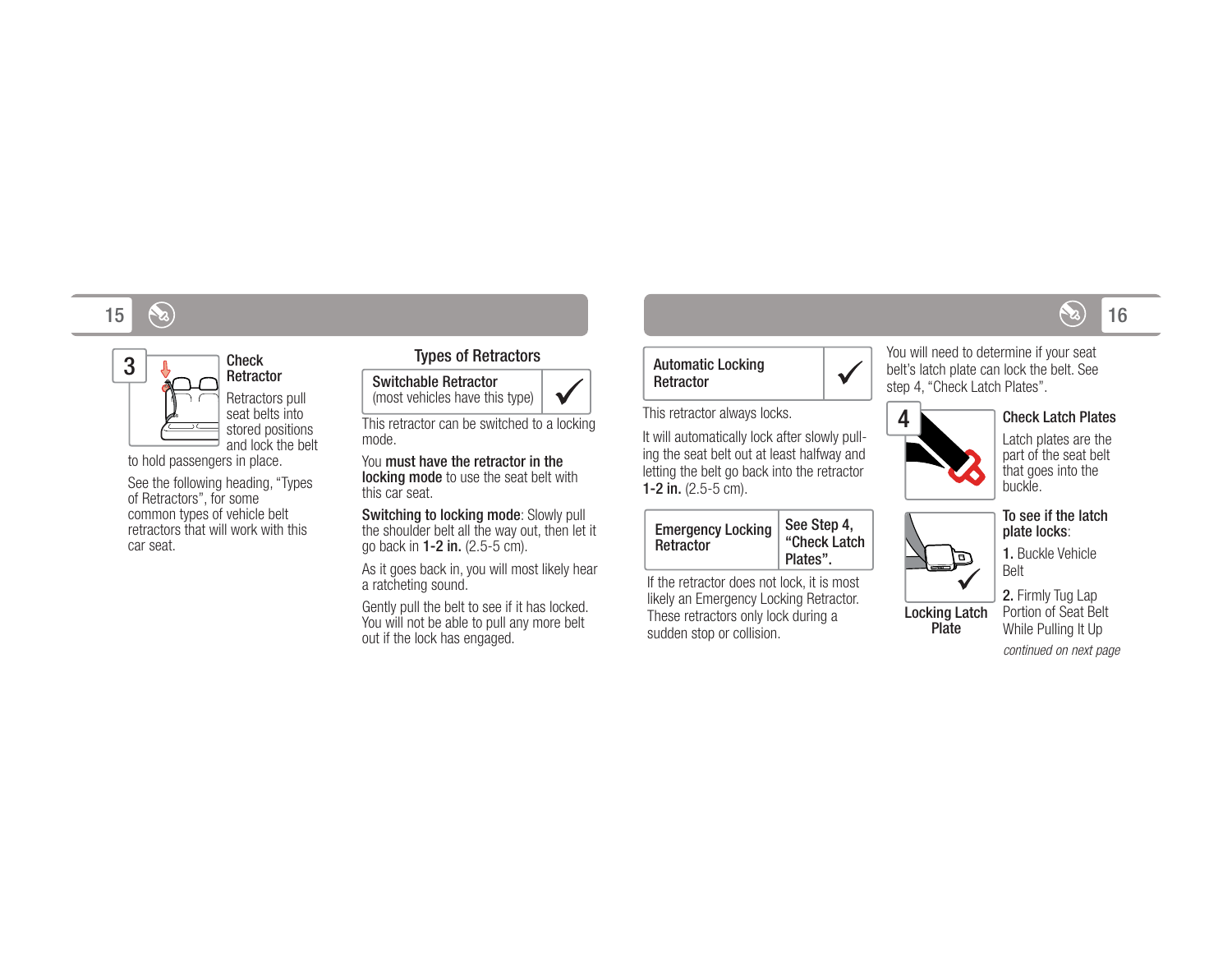## 3 Check Retractor

Retractors pull seat belts into stored positions and lock the belt to hold passengers in place.

See the following heading, "Types of Retractors", for some common types of vehicle belt retractors that will work with this car seat.

## Types of Retractors

| Switchable Retractor (most vehicles have this type) | ✓ |
|---|---|

This retractor can be switched to a locking mode.

You **must have the retractor in the locking mode** to use the seat belt with this car seat.

**Switching to locking mode**: Slowly pull the shoulder belt all the way out, then let it go back in **1-2 in.** (2.5-5 cm).

As it goes back in, you will most likely hear a ratcheting sound.

Gently pull the belt to see if it has locked. You will not be able to pull any more belt out if the lock has engaged.

| Automatic Locking Retractor | ✓ |
|---|---|

This retractor always locks.

It will automatically lock after slowly pulling the seat belt out at least halfway and letting the belt go back into the retractor **1-2 in.** (2.5-5 cm).

| Emergency Locking Retractor | See Step 4, "Check Latch Plates". |
|---|---|

If the retractor does not lock, it is most likely an Emergency Locking Retractor. These retractors only lock during a sudden stop or collision.

You will need to determine if your seat belt's latch plate can lock the belt. See step 4, "Check Latch Plates".

## 4 Check Latch Plates

Latch plates are the part of the seat belt that goes into the buckle.

Locking Latch Plate

**To see if the latch plate locks**:

**1.** Buckle Vehicle Belt

**2.** Firmly Tug Lap Portion of Seat Belt While Pulling It Up

*continued on next page*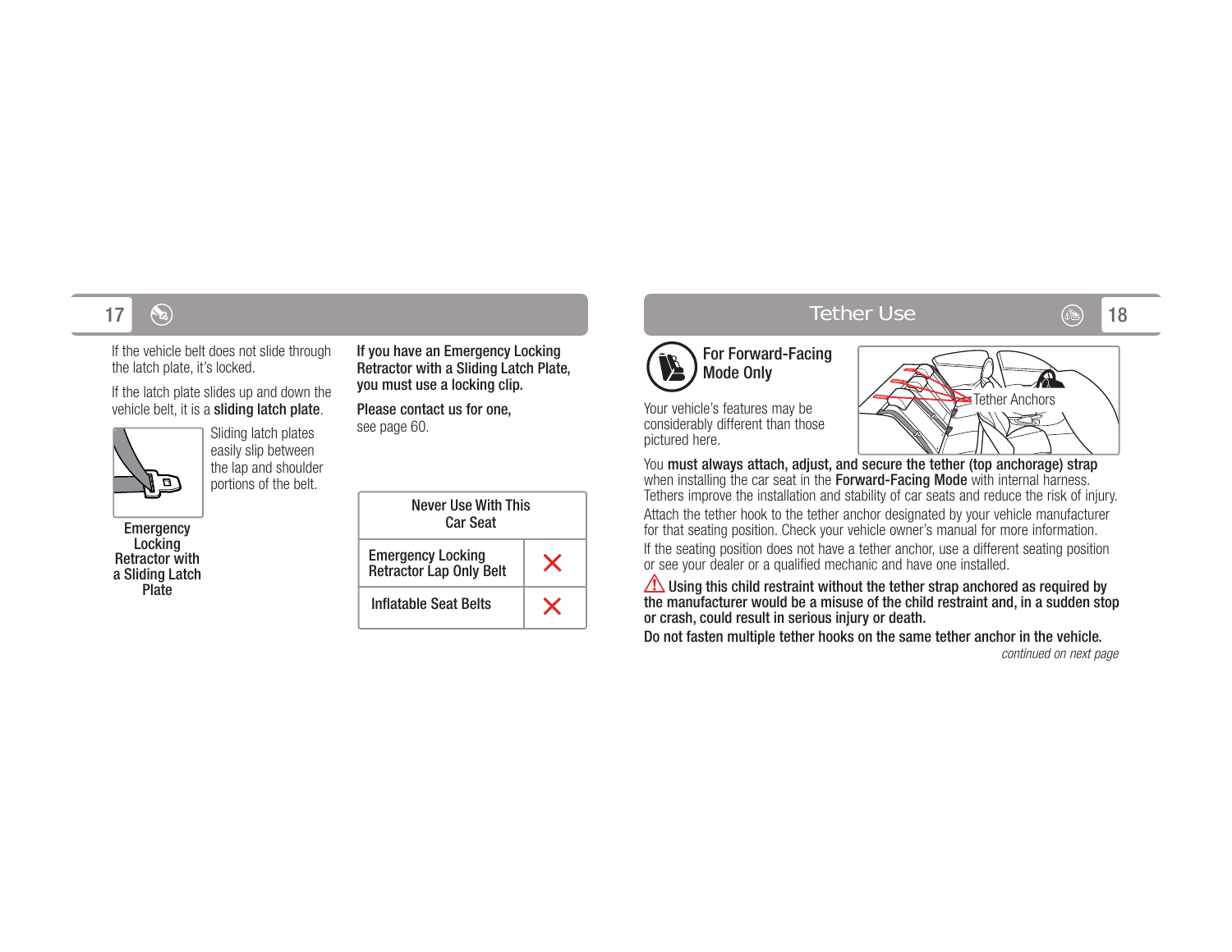If the vehicle belt does not slide through the latch plate, it's locked.

If the latch plate slides up and down the vehicle belt, it is a **sliding latch plate**.

Sliding latch plates easily slip between the lap and shoulder portions of the belt.

**Emergency Locking Retractor with a Sliding Latch Plate**

**If you have an Emergency Locking Retractor with a Sliding Latch Plate, you must use a locking clip.**

**Please contact us for one,** see page 60.

| Never Use With This Car Seat | |
|---|---|
| Emergency Locking Retractor Lap Only Belt | ✗ |
| Inflatable Seat Belts | ✗ |

## Tether Use

### For Forward-Facing Mode Only

Your vehicle's features may be considerably different than those pictured here.

Tether Anchors

You **must always attach, adjust, and secure the tether (top anchorage) strap** when installing the car seat in the **Forward-Facing Mode** with internal harness. Tethers improve the installation and stability of car seats and reduce the risk of injury.

Attach the tether hook to the tether anchor designated by your vehicle manufacturer for that seating position. Check your vehicle owner's manual for more information.

If the seating position does not have a tether anchor, use a different seating position or see your dealer or a qualified mechanic and have one installed.

⚠ **Using this child restraint without the tether strap anchored as required by the manufacturer would be a misuse of the child restraint and, in a sudden stop or crash, could result in serious injury or death.**

**Do not fasten multiple tether hooks on the same tether anchor in the vehicle.**

*continued on next page*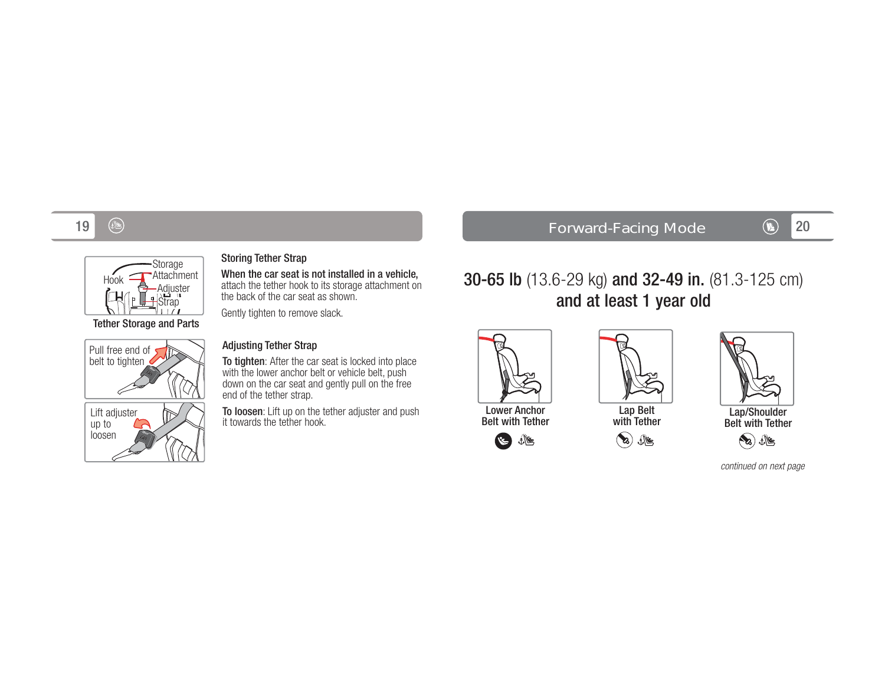Storage
Hook
Attachment
Adjuster
Strap

Tether Storage and Parts

### Storing Tether Strap

**When the car seat is not installed in a vehicle,** attach the tether hook to its storage attachment on the back of the car seat as shown.

Gently tighten to remove slack.

Pull free end of belt to tighten

Lift adjuster up to loosen

### Adjusting Tether Strap

**To tighten**: After the car seat is locked into place with the lower anchor belt or vehicle belt, push down on the car seat and gently pull on the free end of the tether strap.

**To loosen**: Lift up on the tether adjuster and push it towards the tether hook.

## Forward-Facing Mode

## **30-65 lb** (13.6-29 kg) **and 32-49 in.** (81.3-125 cm) **and at least 1 year old**

Lower Anchor Belt with Tether

Lap Belt with Tether

Lap/Shoulder Belt with Tether

*continued on next page*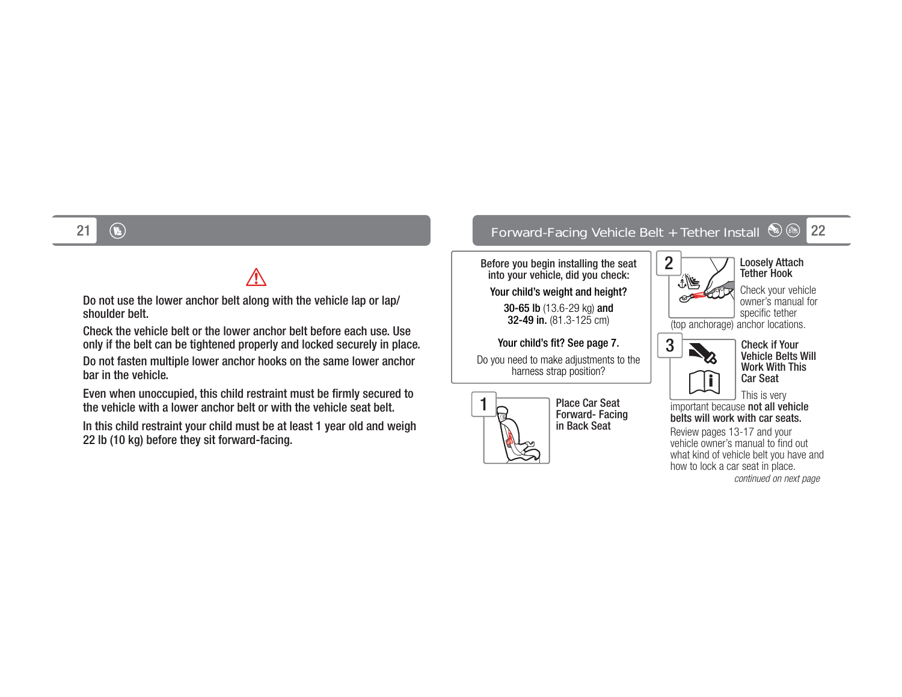⚠

Do not use the lower anchor belt along with the vehicle lap or lap/shoulder belt.

Check the vehicle belt or the lower anchor belt before each use. Use only if the belt can be tightened properly and locked securely in place.

Do not fasten multiple lower anchor hooks on the same lower anchor bar in the vehicle.

Even when unoccupied, this child restraint must be firmly secured to the vehicle with a lower anchor belt or with the vehicle seat belt.

In this child restraint your child must be at least 1 year old and weigh 22 lb (10 kg) before they sit forward-facing.

## Forward-Facing Vehicle Belt + Tether Install

Before you begin installing the seat into your vehicle, did you check:

**Your child's weight and height?**

**30-65 lb** (13.6-29 kg) **and**
**32-49 in.** (81.3-125 cm)

**Your child's fit? See page 7.**

Do you need to make adjustments to the harness strap position?

### 1 Place Car Seat Forward- Facing in Back Seat

### 2 Loosely Attach Tether Hook

Check your vehicle owner's manual for specific tether (top anchorage) anchor locations.

### 3 Check if Your Vehicle Belts Will Work With This Car Seat

This is very important because **not all vehicle belts will work with car seats.**

Review pages 13-17 and your vehicle owner's manual to find out what kind of vehicle belt you have and how to lock a car seat in place.

*continued on next page*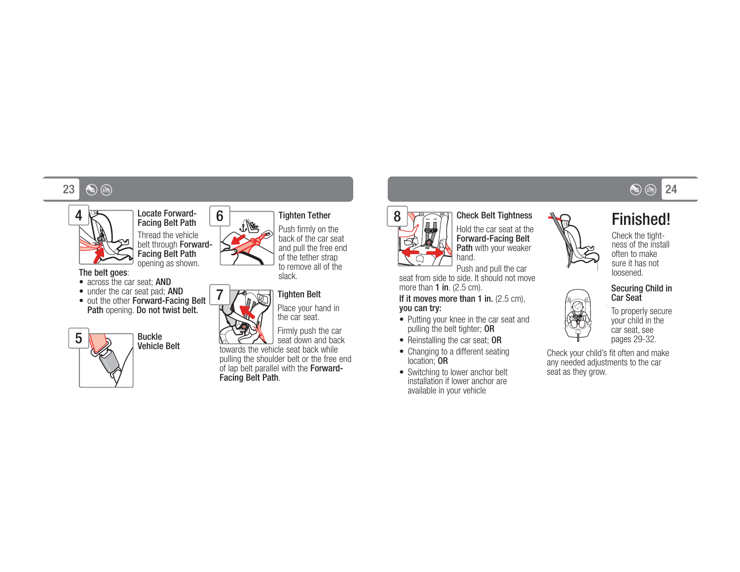### 4 Locate Forward-Facing Belt Path

Thread the vehicle belt through **Forward-Facing Belt Path** opening as shown.

**The belt goes**:

- across the car seat; **AND**
- under the car seat pad; **AND**
- out the other **Forward-Facing Belt Path** opening. **Do not twist belt.**

### 5 Buckle Vehicle Belt

### 6 Tighten Tether

Push firmly on the back of the car seat and pull the free end of the tether strap to remove all of the slack.

### 7 Tighten Belt

Place your hand in the car seat.

Firmly push the car seat down and back towards the vehicle seat back while pulling the shoulder belt or the free end of lap belt parallel with the **Forward-Facing Belt Path**.

### 8 Check Belt Tightness

Hold the car seat at the **Forward-Facing Belt Path** with your weaker hand.

Push and pull the car seat from side to side. It should not move more than **1 in**. (2.5 cm).

**If it moves more than 1 in.** (2.5 cm), **you can try:**

- Putting your knee in the car seat and pulling the belt tighter; **OR**
- Reinstalling the car seat; **OR**
- Changing to a different seating location; **OR**
- Switching to lower anchor belt installation if lower anchor are available in your vehicle

# Finished!

Check the tightness of the install often to make sure it has not loosened.

### Securing Child in Car Seat

To properly secure your child in the car seat, see pages 29-32.

Check your child's fit often and make any needed adjustments to the car seat as they grow.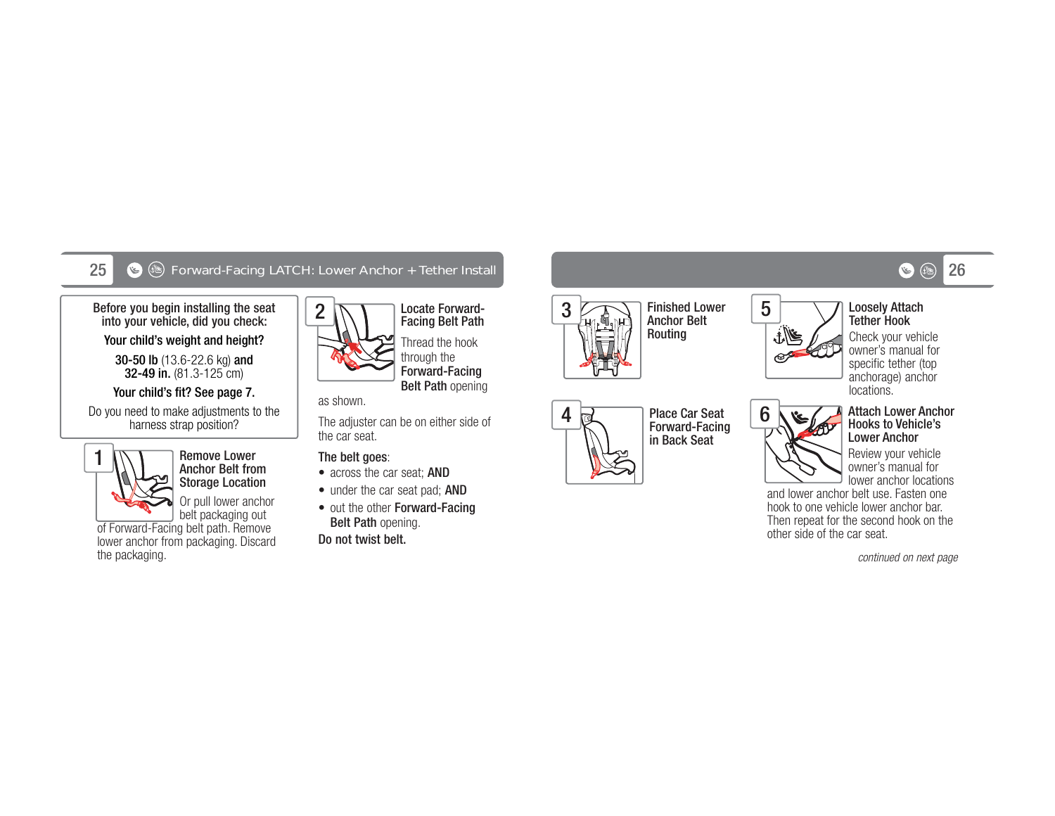## Forward-Facing LATCH: Lower Anchor + Tether Install

**Before you begin installing the seat into your vehicle, did you check:**

**Your child's weight and height?**

**30-50 lb** (13.6-22.6 kg) **and 32-49 in.** (81.3-125 cm)

**Your child's fit? See page 7.**

Do you need to make adjustments to the harness strap position?

### 1 Remove Lower Anchor Belt from Storage Location

Or pull lower anchor belt packaging out of Forward-Facing belt path. Remove lower anchor from packaging. Discard the packaging.

### 2 Locate Forward-Facing Belt Path

Thread the hook through the **Forward-Facing Belt Path** opening as shown.

The adjuster can be on either side of the car seat.

**The belt goes**:

- across the car seat; **AND**
- under the car seat pad; **AND**
- out the other **Forward-Facing Belt Path** opening.

**Do not twist belt.**

### 3 Finished Lower Anchor Belt Routing

### 4 Place Car Seat Forward-Facing in Back Seat

### 5 Loosely Attach Tether Hook

Check your vehicle owner's manual for specific tether (top anchorage) anchor locations.

### 6 Attach Lower Anchor Hooks to Vehicle's Lower Anchor

Review your vehicle owner's manual for lower anchor locations and lower anchor belt use. Fasten one hook to one vehicle lower anchor bar. Then repeat for the second hook on the other side of the car seat.

*continued on next page*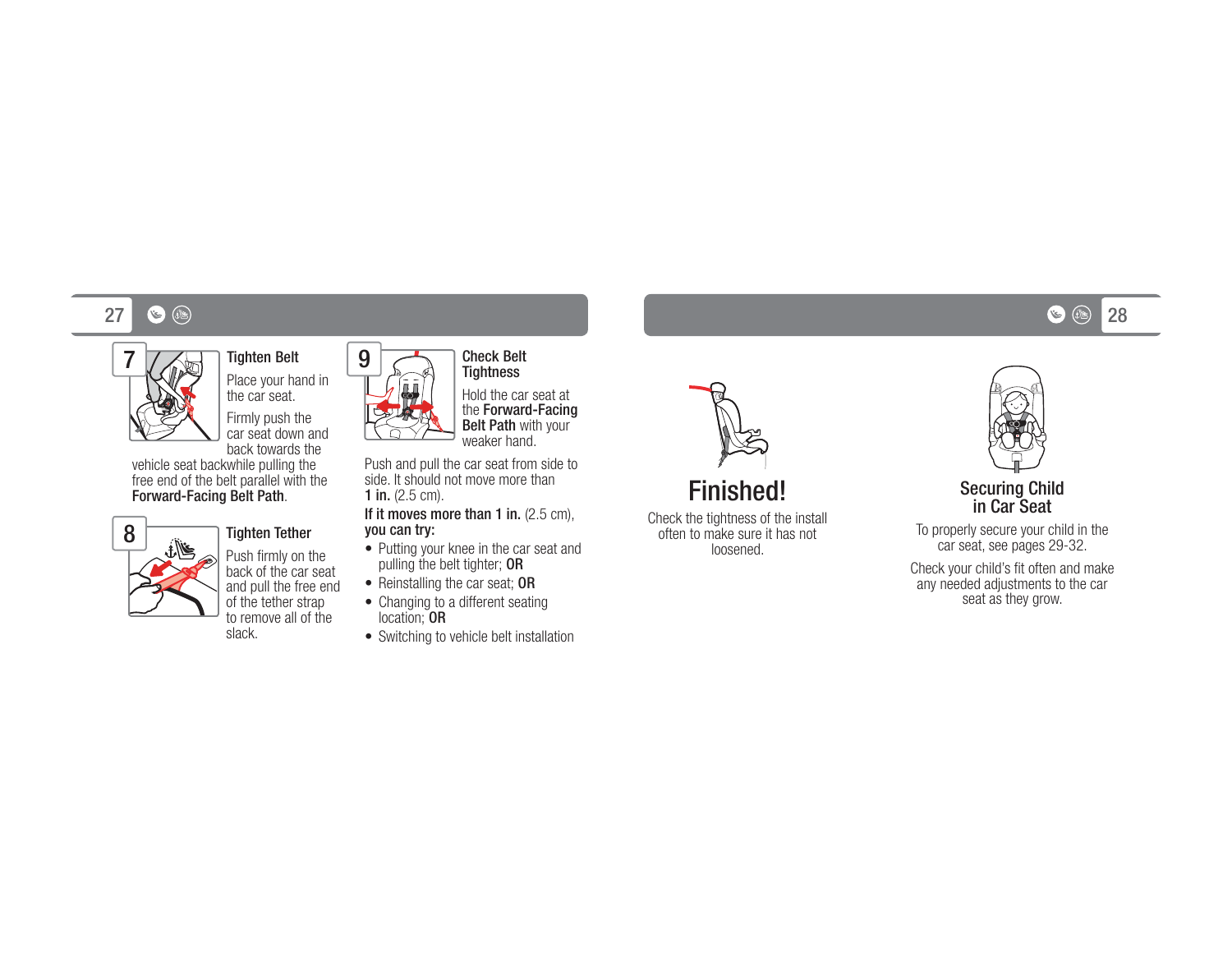### 7 Tighten Belt

Place your hand in the car seat.

Firmly push the car seat down and back towards the vehicle seat backwhile pulling the free end of the belt parallel with the **Forward-Facing Belt Path**.

### 8 Tighten Tether

Push firmly on the back of the car seat and pull the free end of the tether strap to remove all of the slack.

### 9 Check Belt Tightness

Hold the car seat at the **Forward-Facing Belt Path** with your weaker hand.

Push and pull the car seat from side to side. It should not move more than **1 in.** (2.5 cm).

**If it moves more than 1 in.** (2.5 cm), **you can try:**

- Putting your knee in the car seat and pulling the belt tighter; **OR**
- Reinstalling the car seat; **OR**
- Changing to a different seating location; **OR**
- Switching to vehicle belt installation

## Finished!

Check the tightness of the install often to make sure it has not loosened.

## Securing Child in Car Seat

To properly secure your child in the car seat, see pages 29-32.

Check your child's fit often and make any needed adjustments to the car seat as they grow.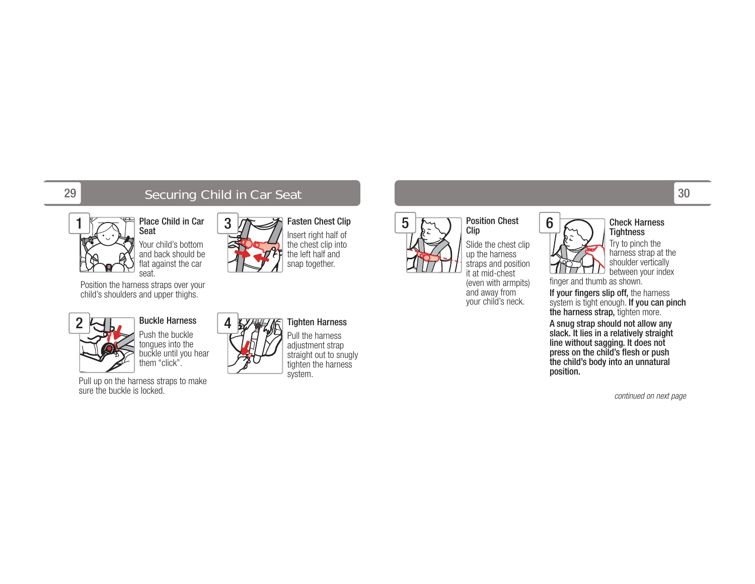# Securing Child in Car Seat

### 1 Place Child in Car Seat

Your child's bottom and back should be flat against the car seat.

Position the harness straps over your child's shoulders and upper thighs.

### 2 Buckle Harness

Push the buckle tongues into the buckle until you hear them "click".

Pull up on the harness straps to make sure the buckle is locked.

### 3 Fasten Chest Clip

Insert right half of the chest clip into the left half and snap together.

### 4 Tighten Harness

Pull the harness adjustment strap straight out to snugly tighten the harness system.

### 5 Position Chest Clip

Slide the chest clip up the harness straps and position it at mid-chest (even with armpits) and away from your child's neck.

### 6 Check Harness Tightness

Try to pinch the harness strap at the shoulder vertically between your index finger and thumb as shown.

**If your fingers slip off,** the harness system is tight enough. **If you can pinch the harness strap,** tighten more.

**A snug strap should not allow any slack. It lies in a relatively straight line without sagging. It does not press on the child's flesh or push the child's body into an unnatural position.**

*continued on next page*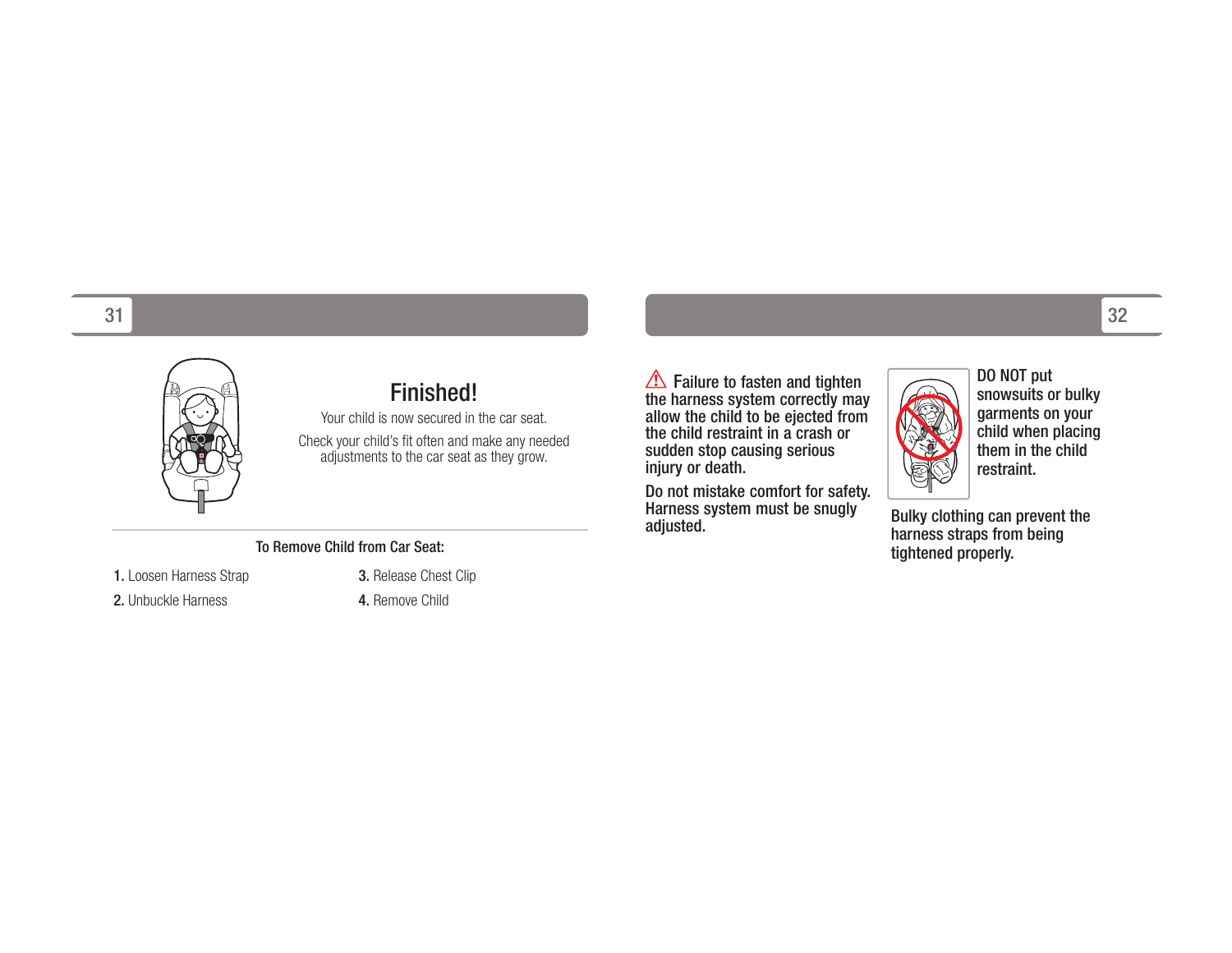## Finished!

Your child is now secured in the car seat.

Check your child's fit often and make any needed adjustments to the car seat as they grow.

**To Remove Child from Car Seat:**

1. Loosen Harness Strap
2. Unbuckle Harness
3. Release Chest Clip
4. Remove Child

⚠ **Failure to fasten and tighten the harness system correctly may allow the child to be ejected from the child restraint in a crash or sudden stop causing serious injury or death.**

**Do not mistake comfort for safety. Harness system must be snugly adjusted.**

**DO NOT put snowsuits or bulky garments on your child when placing them in the child restraint.**

**Bulky clothing can prevent the harness straps from being tightened properly.**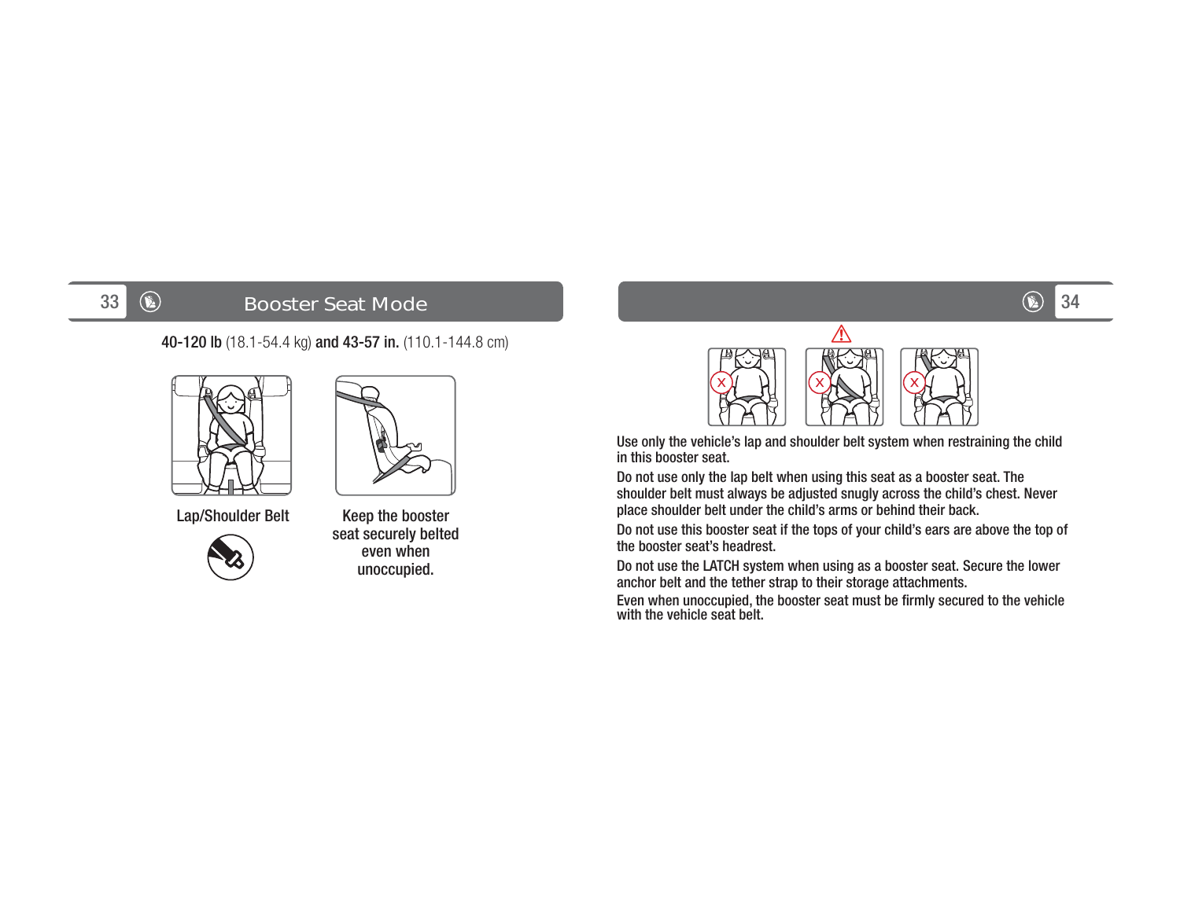## Booster Seat Mode

**40-120 lb** (18.1-54.4 kg) **and 43-57 in.** (110.1-144.8 cm)

Lap/Shoulder Belt

Keep the booster seat securely belted even when unoccupied.

Use only the vehicle's lap and shoulder belt system when restraining the child in this booster seat.

Do not use only the lap belt when using this seat as a booster seat. The shoulder belt must always be adjusted snugly across the child's chest. Never place shoulder belt under the child's arms or behind their back.

Do not use this booster seat if the tops of your child's ears are above the top of the booster seat's headrest.

Do not use the LATCH system when using as a booster seat. Secure the lower anchor belt and the tether strap to their storage attachments.

Even when unoccupied, the booster seat must be firmly secured to the vehicle with the vehicle seat belt.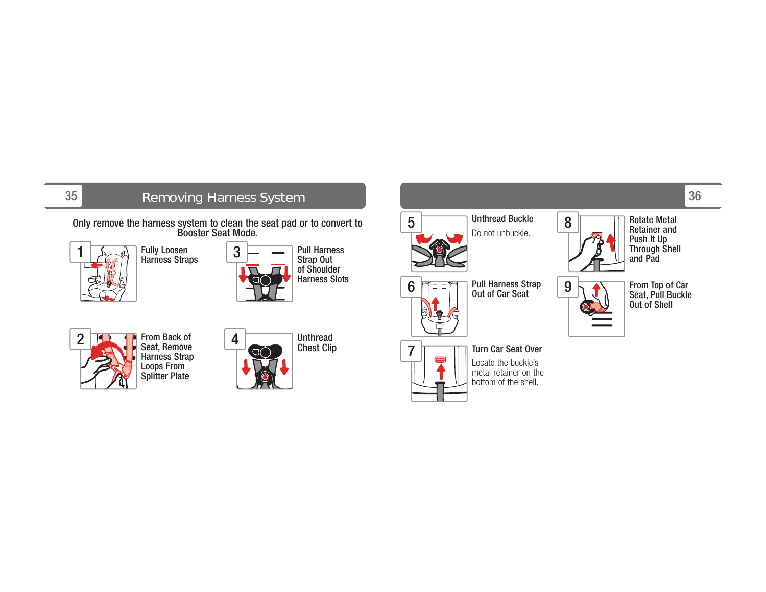# Removing Harness System

Only remove the harness system to clean the seat pad or to convert to Booster Seat Mode.

1. **Fully Loosen Harness Straps**

2. **From Back of Seat, Remove Harness Strap Loops From Splitter Plate**

3. **Pull Harness Strap Out of Shoulder Harness Slots**

4. **Unthread Chest Clip**

5. **Unthread Buckle**
   Do not unbuckle.

6. **Pull Harness Strap Out of Car Seat**

7. **Turn Car Seat Over**
   Locate the buckle's metal retainer on the bottom of the shell.

8. **Rotate Metal Retainer and Push It Up Through Shell and Pad**

9. **From Top of Car Seat, Pull Buckle Out of Shell**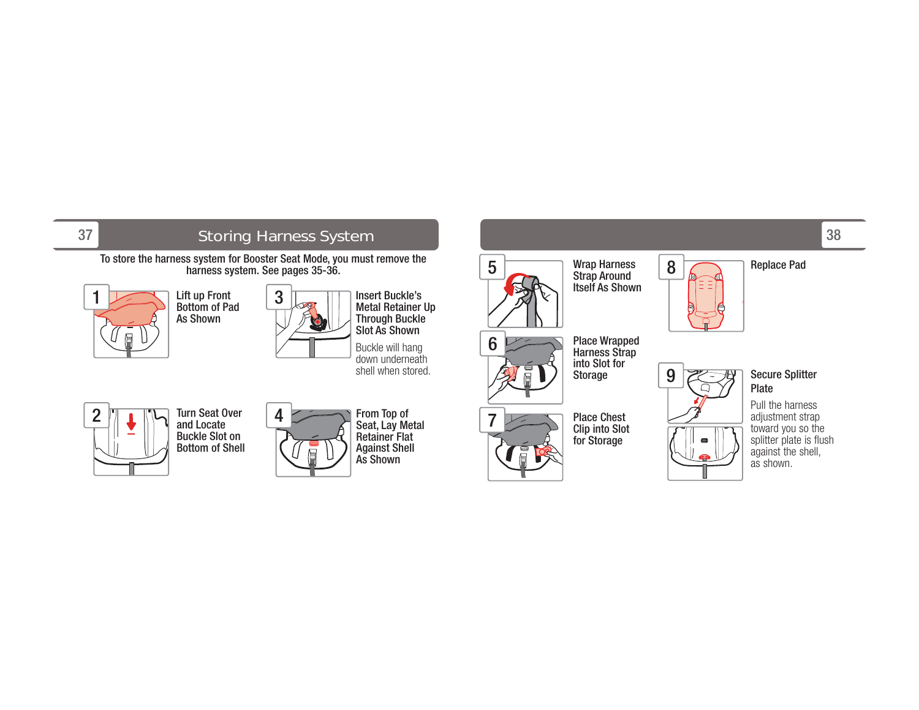## Storing Harness System

To store the harness system for Booster Seat Mode, you must remove the harness system. See pages 35-36.

**1** Lift up Front Bottom of Pad As Shown

**2** Turn Seat Over and Locate Buckle Slot on Bottom of Shell

**3** Insert Buckle's Metal Retainer Up Through Buckle Slot As Shown

Buckle will hang down underneath shell when stored.

**4** From Top of Seat, Lay Metal Retainer Flat Against Shell As Shown

**5** Wrap Harness Strap Around Itself As Shown

**6** Place Wrapped Harness Strap into Slot for Storage

**7** Place Chest Clip into Slot for Storage

**8** Replace Pad

**9** Secure Splitter Plate

Pull the harness adjustment strap toward you so the splitter plate is flush against the shell, as shown.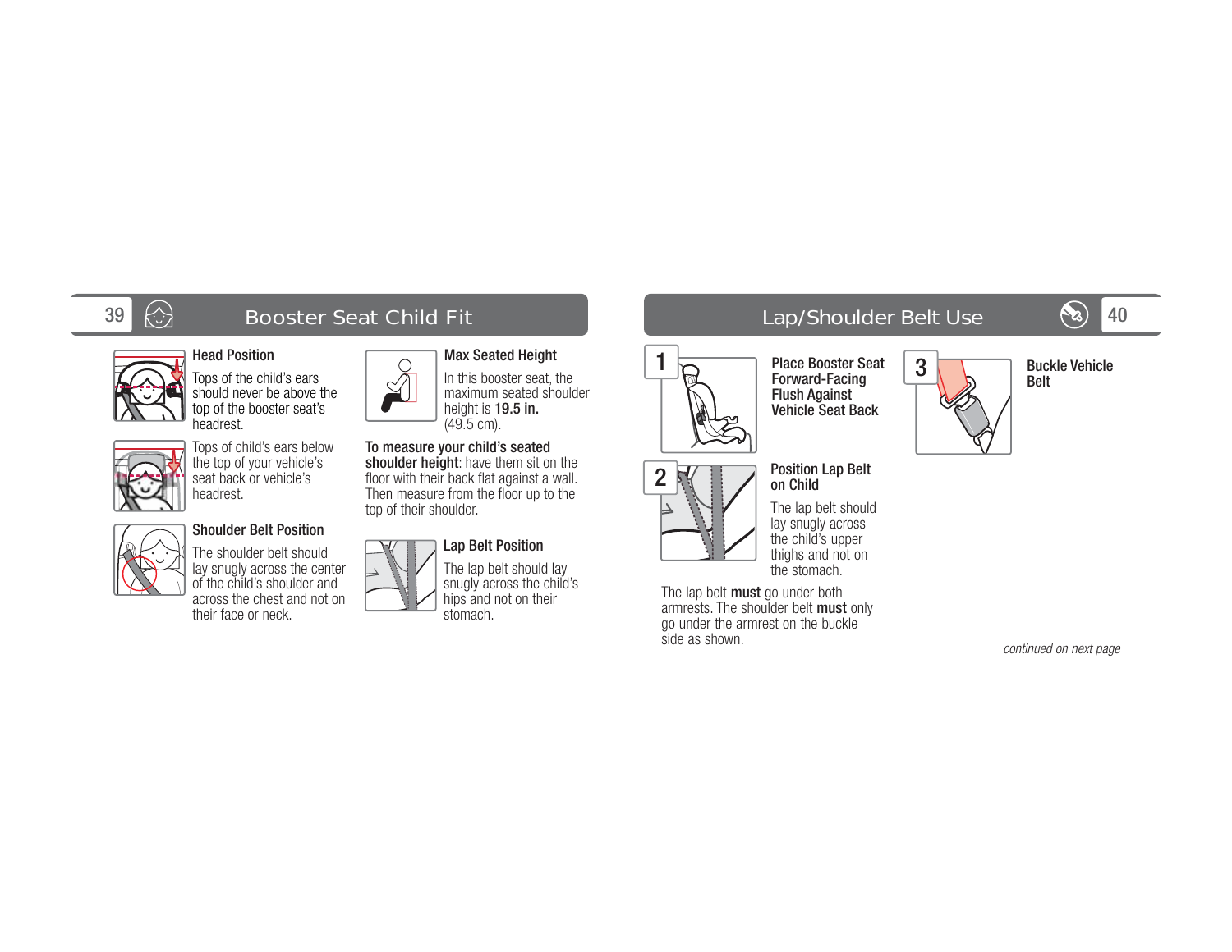## Booster Seat Child Fit

### Head Position

Tops of the child's ears should never be above the top of the booster seat's headrest.

Tops of child's ears below the top of your vehicle's seat back or vehicle's headrest.

### Shoulder Belt Position

The shoulder belt should lay snugly across the center of the child's shoulder and across the chest and not on their face or neck.

### Max Seated Height

In this booster seat, the maximum seated shoulder height is **19.5 in.** (49.5 cm).

**To measure your child's seated shoulder height**: have them sit on the floor with their back flat against a wall. Then measure from the floor up to the top of their shoulder.

### Lap Belt Position

The lap belt should lay snugly across the child's hips and not on their stomach.

## Lap/Shoulder Belt Use

### 1 Place Booster Seat Forward-Facing Flush Against Vehicle Seat Back

### 2 Position Lap Belt on Child

The lap belt should lay snugly across the child's upper thighs and not on the stomach.

The lap belt **must** go under both armrests. The shoulder belt **must** only go under the armrest on the buckle side as shown.

### 3 Buckle Vehicle Belt

*continued on next page*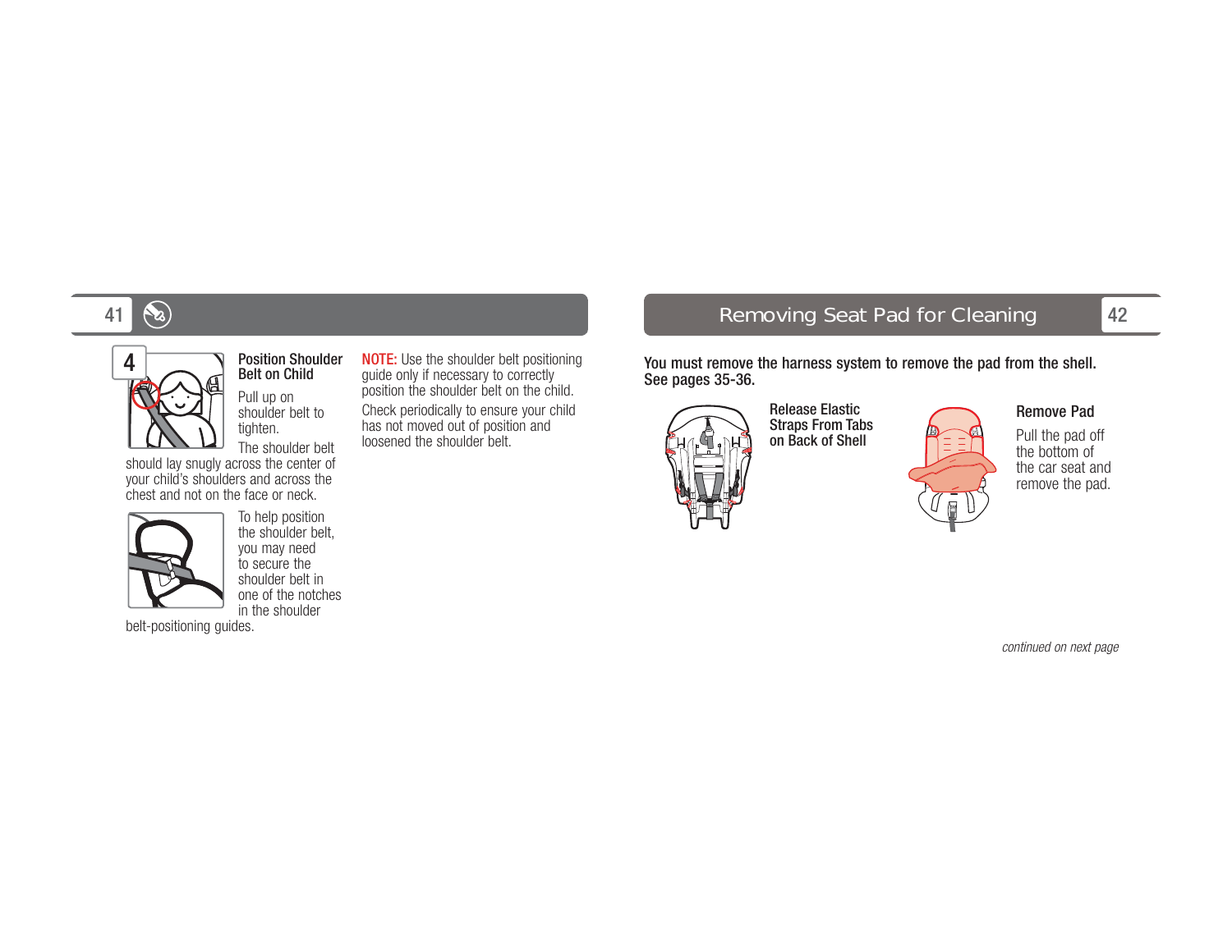## 4 Position Shoulder Belt on Child

Pull up on shoulder belt to tighten.

The shoulder belt should lay snugly across the center of your child's shoulders and across the chest and not on the face or neck.

To help position the shoulder belt, you may need to secure the shoulder belt in one of the notches in the shoulder belt-positioning guides.

**NOTE:** Use the shoulder belt positioning guide only if necessary to correctly position the shoulder belt on the child.

Check periodically to ensure your child has not moved out of position and loosened the shoulder belt.

# Removing Seat Pad for Cleaning

**You must remove the harness system to remove the pad from the shell. See pages 35-36.**

**Release Elastic Straps From Tabs on Back of Shell**

**Remove Pad**

Pull the pad off the bottom of the car seat and remove the pad.

*continued on next page*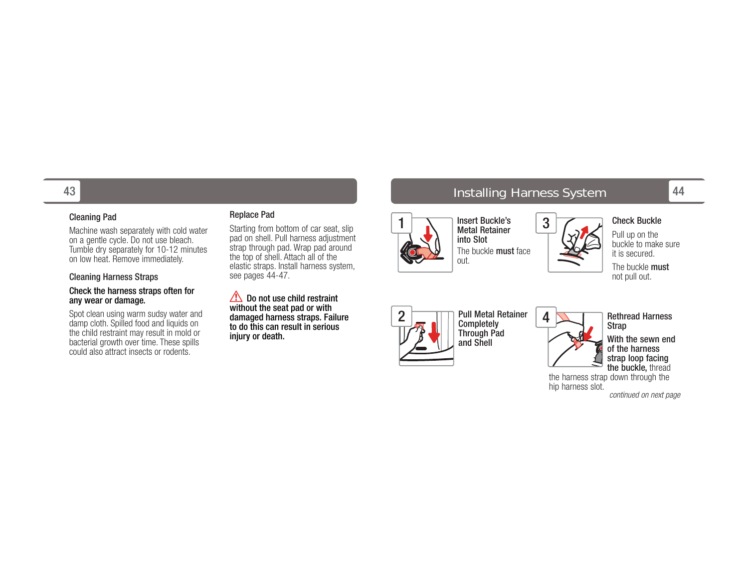### Cleaning Pad

Machine wash separately with cold water on a gentle cycle. Do not use bleach. Tumble dry separately for 10-12 minutes on low heat. Remove immediately.

### Cleaning Harness Straps

**Check the harness straps often for any wear or damage.**

Spot clean using warm sudsy water and damp cloth. Spilled food and liquids on the child restraint may result in mold or bacterial growth over time. These spills could also attract insects or rodents.

### Replace Pad

Starting from bottom of car seat, slip pad on shell. Pull harness adjustment strap through pad. Wrap pad around the top of shell. Attach all of the elastic straps. Install harness system, see pages 44-47.

⚠ **Do not use child restraint without the seat pad or with damaged harness straps. Failure to do this can result in serious injury or death.**

## Installing Harness System

**1 Insert Buckle's Metal Retainer into Slot**

The buckle **must** face out.

**2 Pull Metal Retainer Completely Through Pad and Shell**

**3 Check Buckle**

Pull up on the buckle to make sure it is secured.

The buckle **must** not pull out.

**4 Rethread Harness Strap**

**With the sewn end of the harness strap loop facing the buckle,** thread the harness strap down through the hip harness slot.

*continued on next page*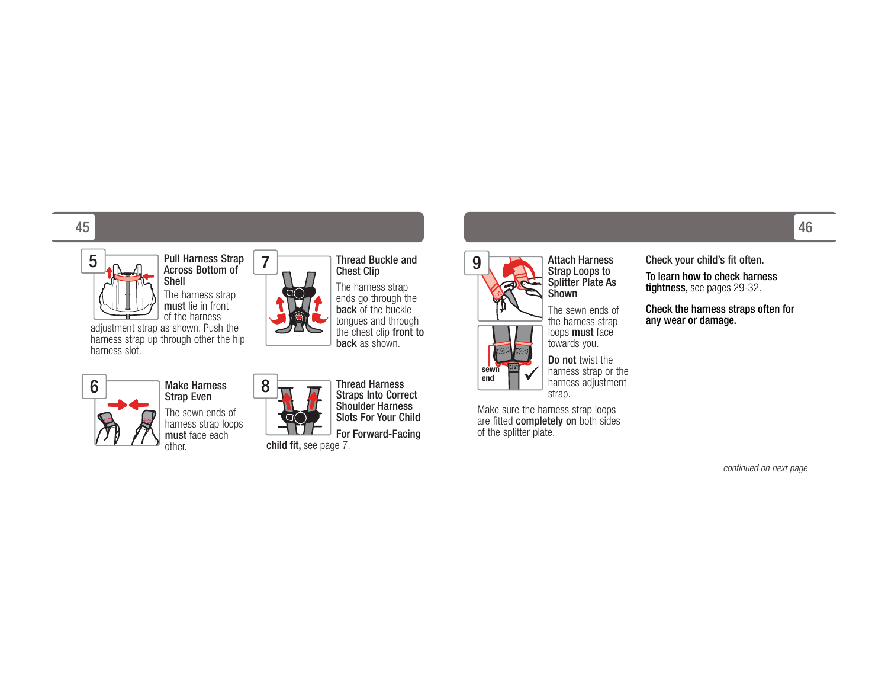### 5 Pull Harness Strap Across Bottom of Shell

The harness strap **must** lie in front of the harness adjustment strap as shown. Push the harness strap up through other the hip harness slot.

### 6 Make Harness Strap Even

The sewn ends of harness strap loops **must** face each other.

### 7 Thread Buckle and Chest Clip

The harness strap ends go through the **back** of the buckle tongues and through the chest clip **front to back** as shown.

### 8 Thread Harness Straps Into Correct Shoulder Harness Slots For Your Child

**For Forward-Facing child fit,** see page 7.

### 9 Attach Harness Strap Loops to Splitter Plate As Shown

The sewn ends of the harness strap loops **must** face towards you.

**Do not** twist the harness strap or the harness adjustment strap.

sewn end

Make sure the harness strap loops are fitted **completely on** both sides of the splitter plate.

**Check your child's fit often.**

**To learn how to check harness tightness,** see pages 29-32.

**Check the harness straps often for any wear or damage.**

*continued on next page*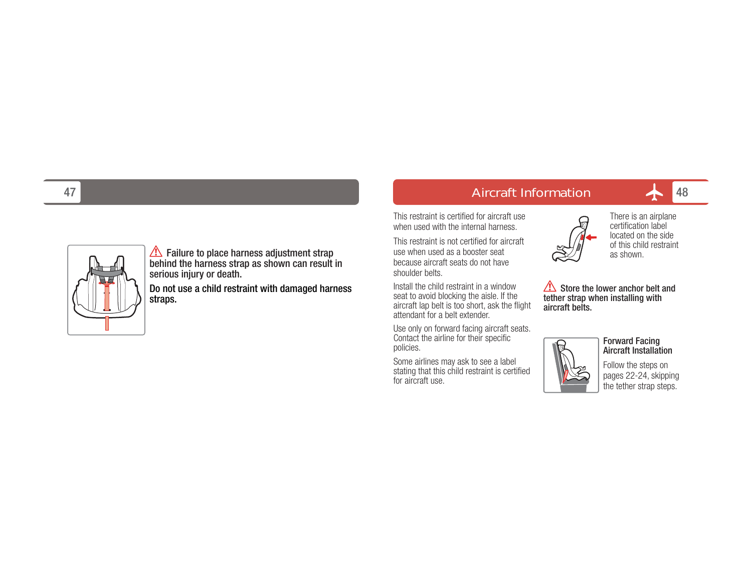**⚠ Failure to place harness adjustment strap behind the harness strap as shown can result in serious injury or death.**

**Do not use a child restraint with damaged harness straps.**

## Aircraft Information

This restraint is certified for aircraft use when used with the internal harness.

This restraint is not certified for aircraft use when used as a booster seat because aircraft seats do not have shoulder belts.

Install the child restraint in a window seat to avoid blocking the aisle. If the aircraft lap belt is too short, ask the flight attendant for a belt extender.

Use only on forward facing aircraft seats. Contact the airline for their specific policies.

Some airlines may ask to see a label stating that this child restraint is certified for aircraft use.

There is an airplane certification label located on the side of this child restraint as shown.

**⚠ Store the lower anchor belt and tether strap when installing with aircraft belts.**

### Forward Facing Aircraft Installation

Follow the steps on pages 22-24, skipping the tether strap steps.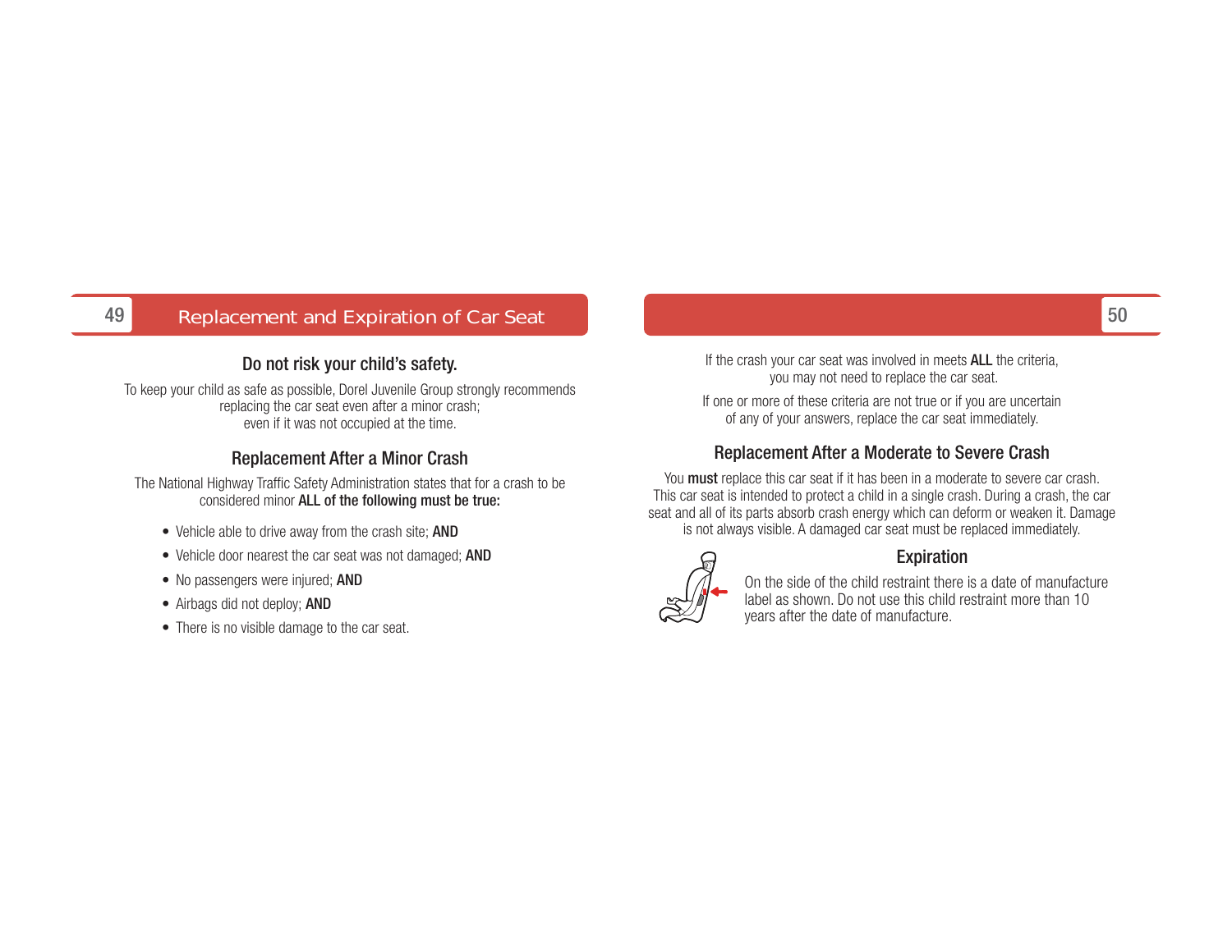## Replacement and Expiration of Car Seat

### Do not risk your child's safety.

To keep your child as safe as possible, Dorel Juvenile Group strongly recommends replacing the car seat even after a minor crash; even if it was not occupied at the time.

### Replacement After a Minor Crash

The National Highway Traffic Safety Administration states that for a crash to be considered minor **ALL of the following must be true:**

- Vehicle able to drive away from the crash site; **AND**
- Vehicle door nearest the car seat was not damaged; **AND**
- No passengers were injured; **AND**
- Airbags did not deploy; **AND**
- There is no visible damage to the car seat.

If the crash your car seat was involved in meets **ALL** the criteria, you may not need to replace the car seat.

If one or more of these criteria are not true or if you are uncertain of any of your answers, replace the car seat immediately.

### Replacement After a Moderate to Severe Crash

You **must** replace this car seat if it has been in a moderate to severe car crash. This car seat is intended to protect a child in a single crash. During a crash, the car seat and all of its parts absorb crash energy which can deform or weaken it. Damage is not always visible. A damaged car seat must be replaced immediately.

### Expiration

On the side of the child restraint there is a date of manufacture label as shown. Do not use this child restraint more than 10 years after the date of manufacture.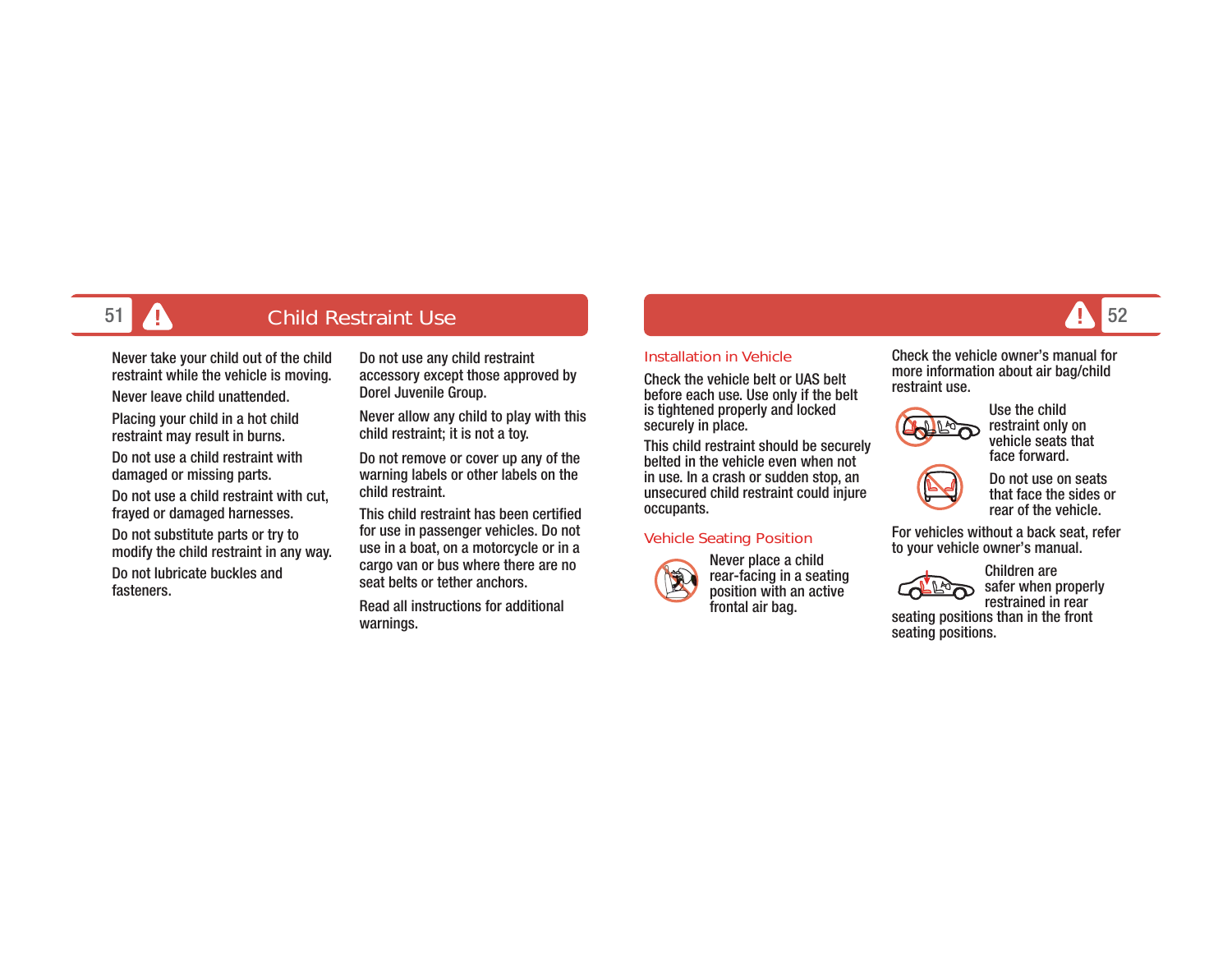# Child Restraint Use

Never take your child out of the child restraint while the vehicle is moving.

Never leave child unattended.

Placing your child in a hot child restraint may result in burns.

Do not use a child restraint with damaged or missing parts.

Do not use a child restraint with cut, frayed or damaged harnesses.

Do not substitute parts or try to modify the child restraint in any way.

Do not lubricate buckles and fasteners.

Do not use any child restraint accessory except those approved by Dorel Juvenile Group.

Never allow any child to play with this child restraint; it is not a toy.

Do not remove or cover up any of the warning labels or other labels on the child restraint.

This child restraint has been certified for use in passenger vehicles. Do not use in a boat, on a motorcycle or in a cargo van or bus where there are no seat belts or tether anchors.

Read all instructions for additional warnings.

## Installation in Vehicle

Check the vehicle belt or UAS belt before each use. Use only if the belt is tightened properly and locked securely in place.

This child restraint should be securely belted in the vehicle even when not in use. In a crash or sudden stop, an unsecured child restraint could injure occupants.

## Vehicle Seating Position

Never place a child rear-facing in a seating position with an active frontal air bag.

Check the vehicle owner's manual for more information about air bag/child restraint use.

Use the child restraint only on vehicle seats that face forward.

Do not use on seats that face the sides or rear of the vehicle.

For vehicles without a back seat, refer to your vehicle owner's manual.

Children are safer when properly restrained in rear seating positions than in the front seating positions.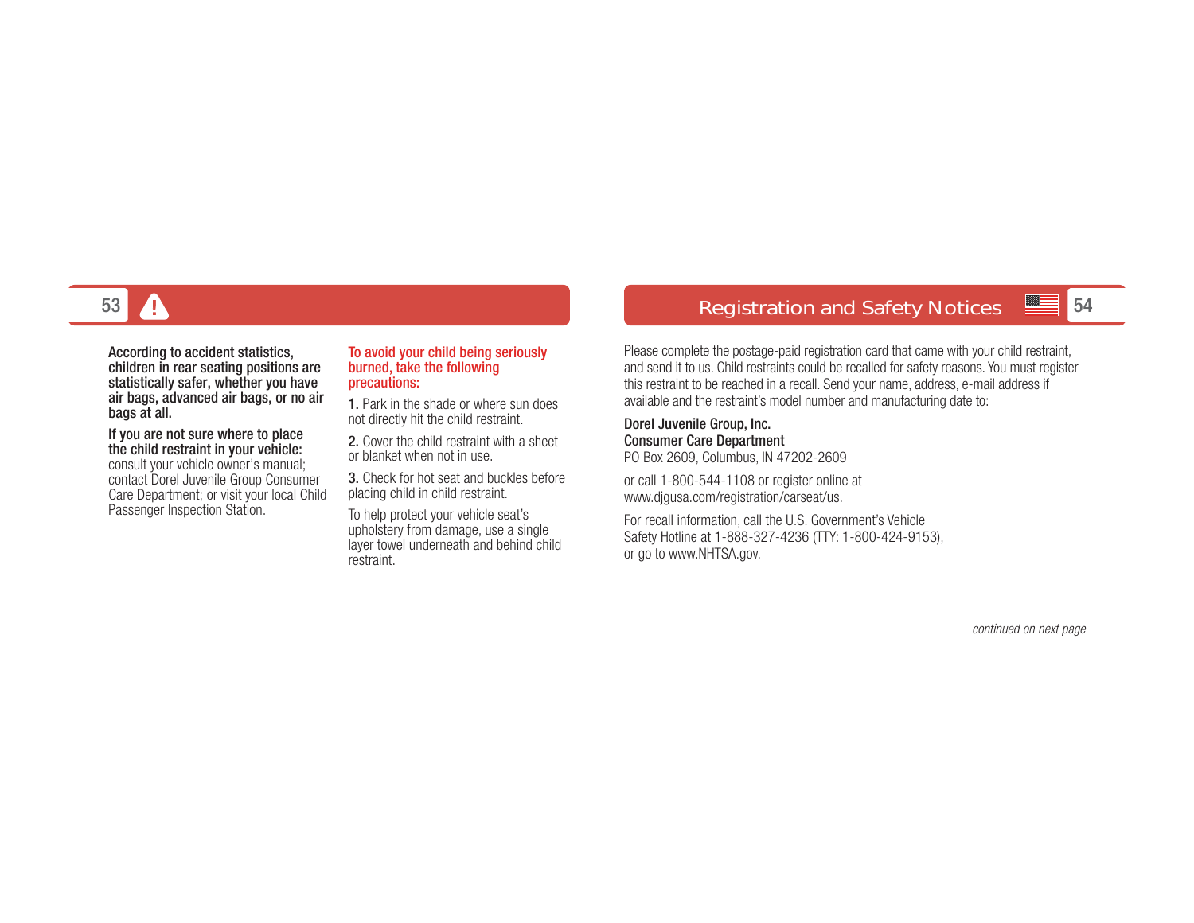**According to accident statistics, children in rear seating positions are statistically safer, whether you have air bags, advanced air bags, or no air bags at all.**

**If you are not sure where to place the child restraint in your vehicle:** consult your vehicle owner's manual; contact Dorel Juvenile Group Consumer Care Department; or visit your local Child Passenger Inspection Station.

**To avoid your child being seriously burned, take the following precautions:**

**1.** Park in the shade or where sun does not directly hit the child restraint.

**2.** Cover the child restraint with a sheet or blanket when not in use.

**3.** Check for hot seat and buckles before placing child in child restraint.

To help protect your vehicle seat's upholstery from damage, use a single layer towel underneath and behind child restraint.

## Registration and Safety Notices

Please complete the postage-paid registration card that came with your child restraint, and send it to us. Child restraints could be recalled for safety reasons. You must register this restraint to be reached in a recall. Send your name, address, e-mail address if available and the restraint's model number and manufacturing date to:

**Dorel Juvenile Group, Inc.**
**Consumer Care Department**
PO Box 2609, Columbus, IN 47202-2609

or call 1-800-544-1108 or register online at www.djgusa.com/registration/carseat/us.

For recall information, call the U.S. Government's Vehicle Safety Hotline at 1-888-327-4236 (TTY: 1-800-424-9153), or go to www.NHTSA.gov.

*continued on next page*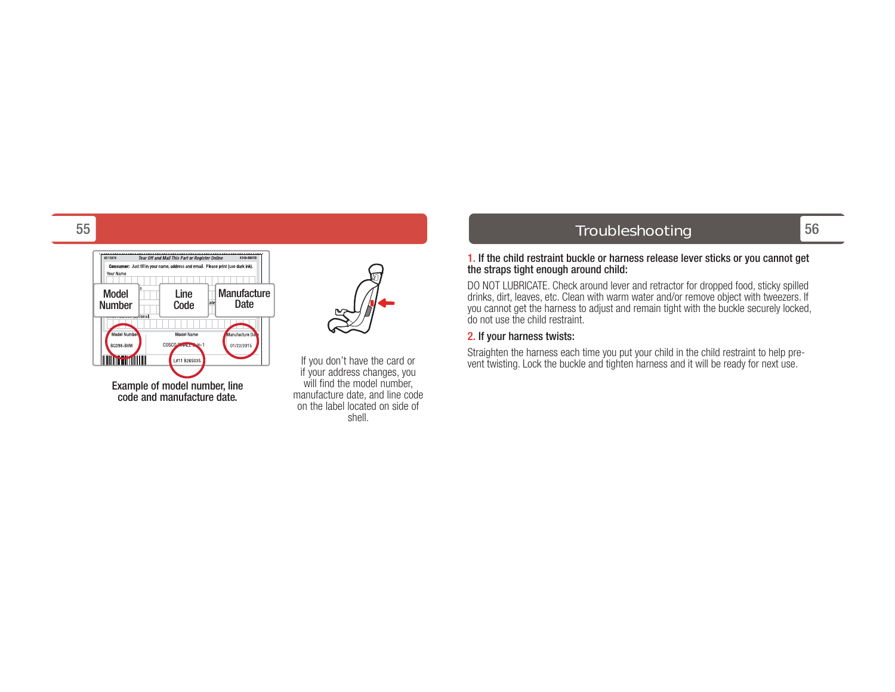Example of model number, line code and manufacture date.

If you don't have the card or if your address changes, you will find the model number, manufacture date, and line code on the label located on side of shell.

## Troubleshooting

**1. If the child restraint buckle or harness release lever sticks or you cannot get the straps tight enough around child:**

DO NOT LUBRICATE. Check around lever and retractor for dropped food, sticky spilled drinks, dirt, leaves, etc. Clean with warm water and/or remove object with tweezers. If you cannot get the harness to adjust and remain tight with the buckle securely locked, do not use the child restraint.

**2. If your harness twists:**

Straighten the harness each time you put your child in the child restraint to help prevent twisting. Lock the buckle and tighten harness and it will be ready for next use.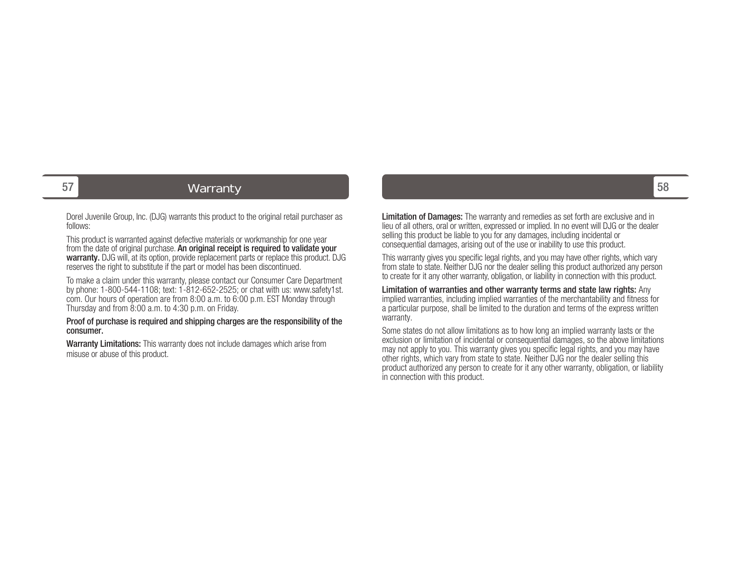# Warranty

Dorel Juvenile Group, Inc. (DJG) warrants this product to the original retail purchaser as follows:

This product is warranted against defective materials or workmanship for one year from the date of original purchase. **An original receipt is required to validate your warranty.** DJG will, at its option, provide replacement parts or replace this product. DJG reserves the right to substitute if the part or model has been discontinued.

To make a claim under this warranty, please contact our Consumer Care Department by phone: 1-800-544-1108; text: 1-812-652-2525; or chat with us: www.safety1st.com. Our hours of operation are from 8:00 a.m. to 6:00 p.m. EST Monday through Thursday and from 8:00 a.m. to 4:30 p.m. on Friday.

**Proof of purchase is required and shipping charges are the responsibility of the consumer.**

**Warranty Limitations:** This warranty does not include damages which arise from misuse or abuse of this product.

**Limitation of Damages:** The warranty and remedies as set forth are exclusive and in lieu of all others, oral or written, expressed or implied. In no event will DJG or the dealer selling this product be liable to you for any damages, including incidental or consequential damages, arising out of the use or inability to use this product.

This warranty gives you specific legal rights, and you may have other rights, which vary from state to state. Neither DJG nor the dealer selling this product authorized any person to create for it any other warranty, obligation, or liability in connection with this product.

**Limitation of warranties and other warranty terms and state law rights:** Any implied warranties, including implied warranties of the merchantability and fitness for a particular purpose, shall be limited to the duration and terms of the express written warranty.

Some states do not allow limitations as to how long an implied warranty lasts or the exclusion or limitation of incidental or consequential damages, so the above limitations may not apply to you. This warranty gives you specific legal rights, and you may have other rights, which vary from state to state. Neither DJG nor the dealer selling this product authorized any person to create for it any other warranty, obligation, or liability in connection with this product.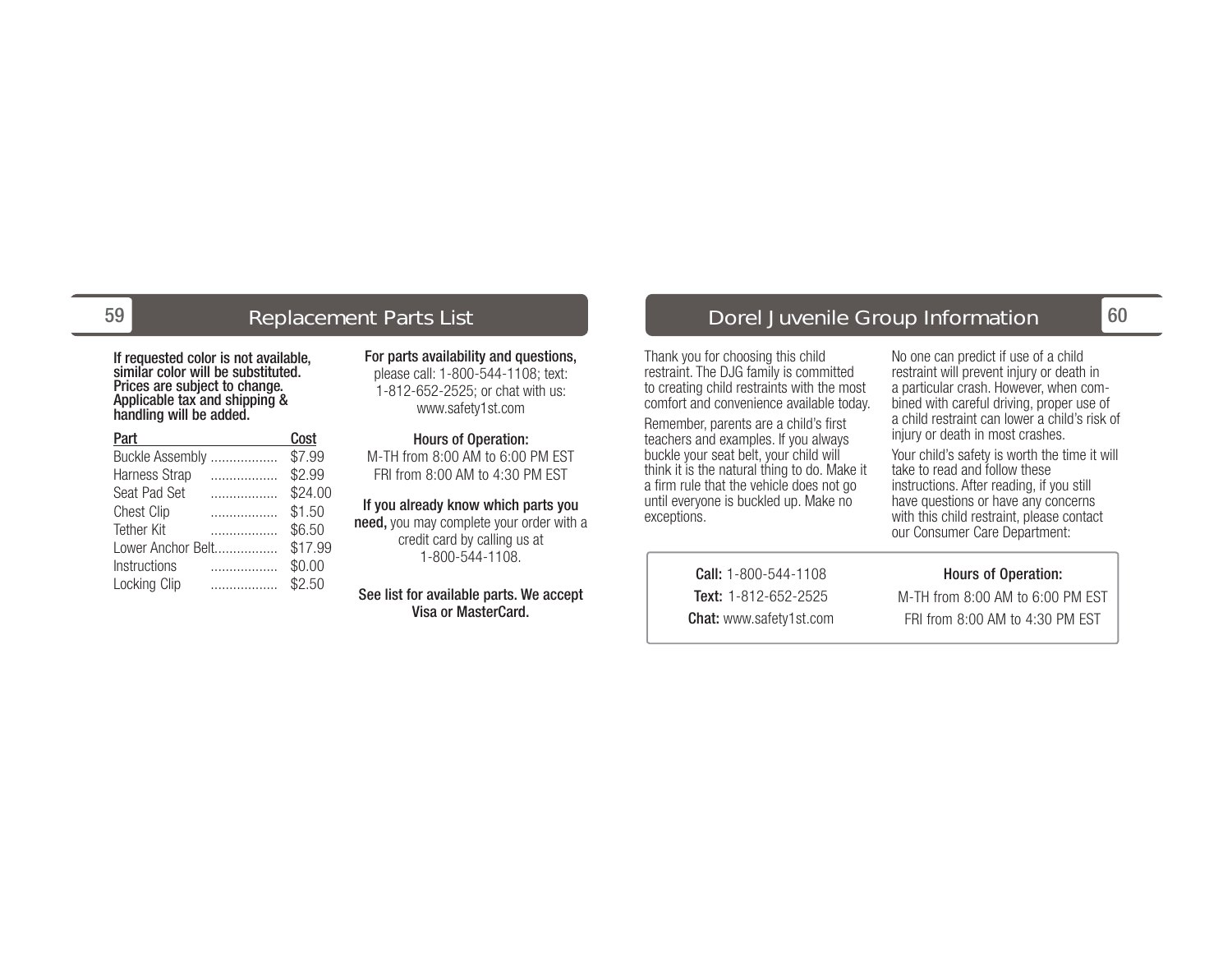## Replacement Parts List

**If requested color is not available, similar color will be substituted. Prices are subject to change. Applicable tax and shipping & handling will be added.**

| Part | Cost |
|---|---|
| Buckle Assembly | $7.99 |
| Harness Strap | $2.99 |
| Seat Pad Set | $24.00 |
| Chest Clip | $1.50 |
| Tether Kit | $6.50 |
| Lower Anchor Belt | $17.99 |
| Instructions | $0.00 |
| Locking Clip | $2.50 |

**For parts availability and questions,** please call: 1-800-544-1108; text: 1-812-652-2525; or chat with us: www.safety1st.com

**Hours of Operation:**
M-TH from 8:00 AM to 6:00 PM EST
FRI from 8:00 AM to 4:30 PM EST

**If you already know which parts you need,** you may complete your order with a credit card by calling us at 1-800-544-1108.

**See list for available parts. We accept Visa or MasterCard.**

## Dorel Juvenile Group Information

Thank you for choosing this child restraint. The DJG family is committed to creating child restraints with the most comfort and convenience available today.

Remember, parents are a child's first teachers and examples. If you always buckle your seat belt, your child will think it is the natural thing to do. Make it a firm rule that the vehicle does not go until everyone is buckled up. Make no exceptions.

No one can predict if use of a child restraint will prevent injury or death in a particular crash. However, when combined with careful driving, proper use of a child restraint can lower a child's risk of injury or death in most crashes.

Your child's safety is worth the time it will take to read and follow these instructions. After reading, if you still have questions or have any concerns with this child restraint, please contact our Consumer Care Department:

**Call:** 1-800-544-1108
**Text:** 1-812-652-2525
**Chat:** www.safety1st.com

**Hours of Operation:**
M-TH from 8:00 AM to 6:00 PM EST
FRI from 8:00 AM to 4:30 PM EST